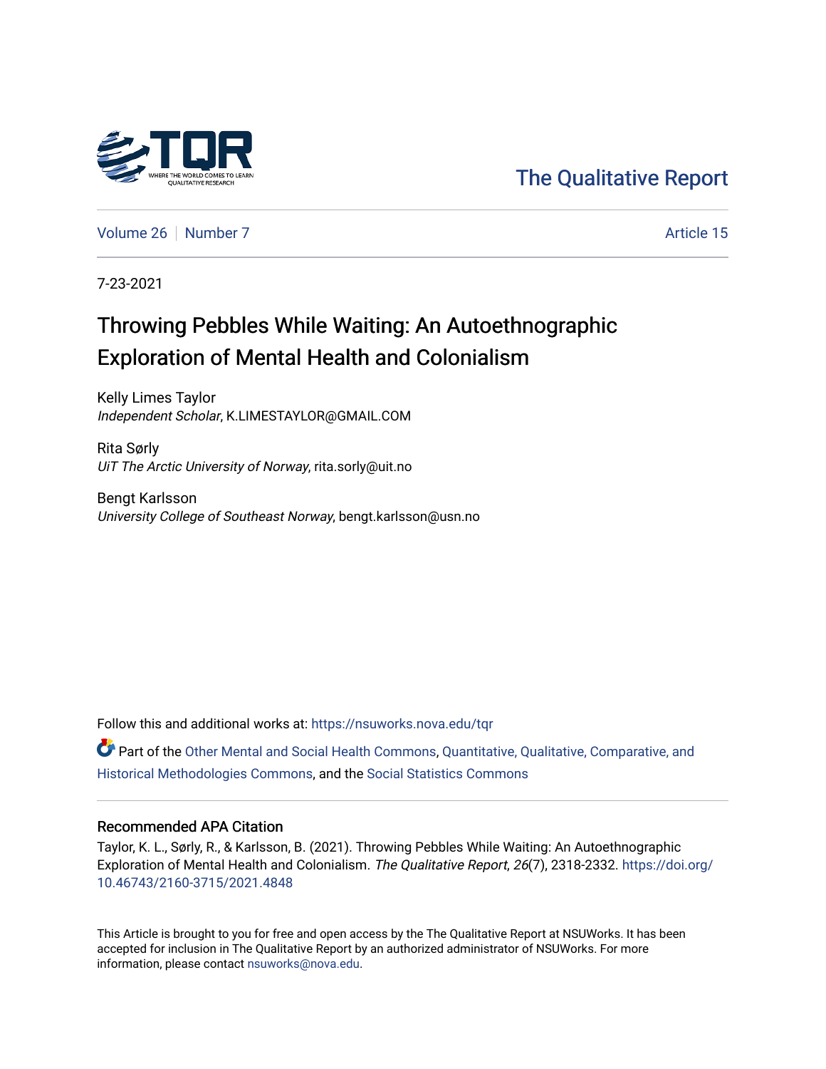The Qualitative Report

Volume 26 | Number 7 | Article 15

7-23-2021

# Throwing Pebbles While Waiting: An Autoethnographic Exploration of Mental Health and Colonialism

Kelly Limes Taylor
*Independent Scholar*, K.LIMESTAYLOR@GMAIL.COM

Rita Sørly
*UiT The Arctic University of Norway*, rita.sorly@uit.no

Bengt Karlsson
*University College of Southeast Norway*, bengt.karlsson@usn.no

Follow this and additional works at: https://nsuworks.nova.edu/tqr

Part of the Other Mental and Social Health Commons, Quantitative, Qualitative, Comparative, and Historical Methodologies Commons, and the Social Statistics Commons

## Recommended APA Citation

Taylor, K. L., Sørly, R., & Karlsson, B. (2021). Throwing Pebbles While Waiting: An Autoethnographic Exploration of Mental Health and Colonialism. *The Qualitative Report*, *26*(7), 2318-2332. https://doi.org/10.46743/2160-3715/2021.4848

This Article is brought to you for free and open access by the The Qualitative Report at NSUWorks. It has been accepted for inclusion in The Qualitative Report by an authorized administrator of NSUWorks. For more information, please contact nsuworks@nova.edu.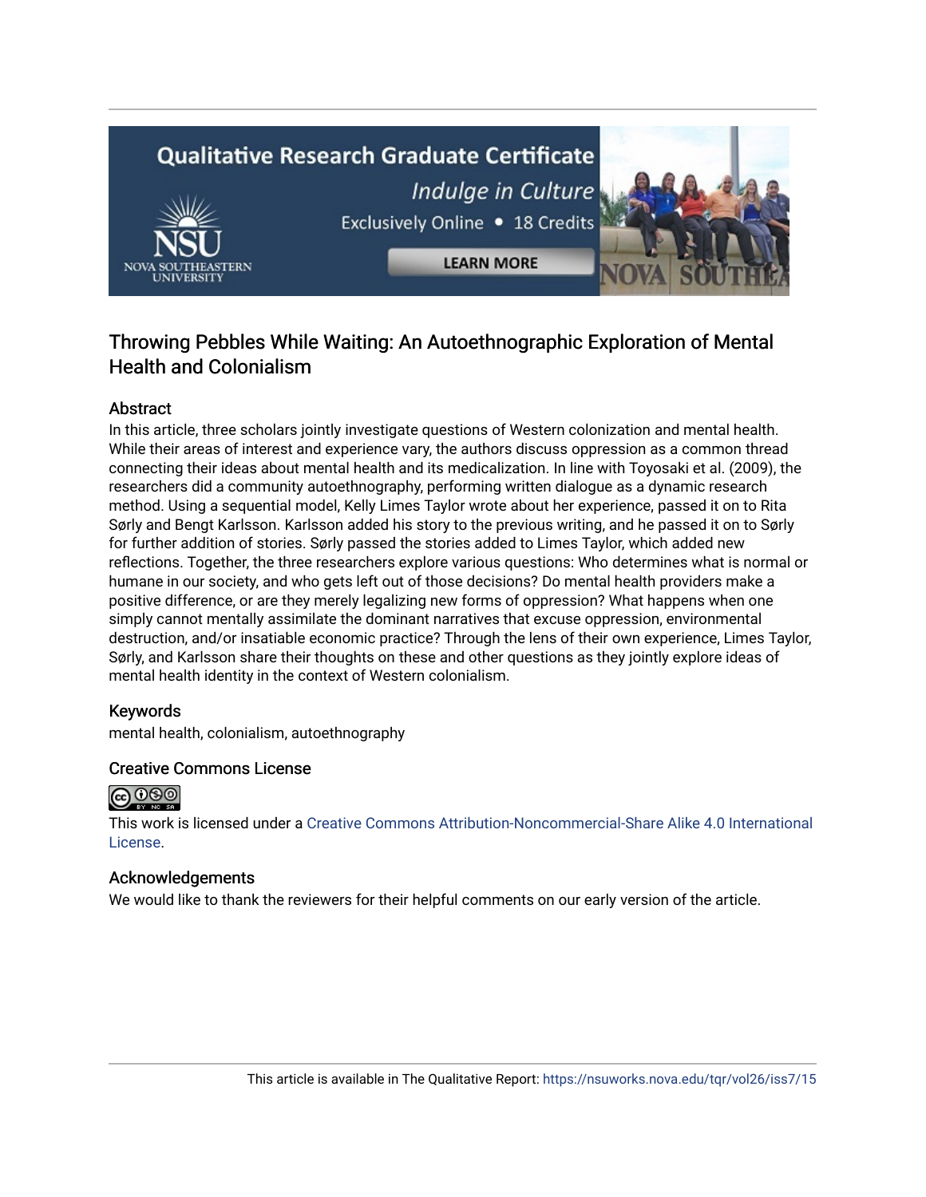# Throwing Pebbles While Waiting: An Autoethnographic Exploration of Mental Health and Colonialism

## Abstract

In this article, three scholars jointly investigate questions of Western colonization and mental health. While their areas of interest and experience vary, the authors discuss oppression as a common thread connecting their ideas about mental health and its medicalization. In line with Toyosaki et al. (2009), the researchers did a community autoethnography, performing written dialogue as a dynamic research method. Using a sequential model, Kelly Limes Taylor wrote about her experience, passed it on to Rita Sørly and Bengt Karlsson. Karlsson added his story to the previous writing, and he passed it on to Sørly for further addition of stories. Sørly passed the stories added to Limes Taylor, which added new reflections. Together, the three researchers explore various questions: Who determines what is normal or humane in our society, and who gets left out of those decisions? Do mental health providers make a positive difference, or are they merely legalizing new forms of oppression? What happens when one simply cannot mentally assimilate the dominant narratives that excuse oppression, environmental destruction, and/or insatiable economic practice? Through the lens of their own experience, Limes Taylor, Sørly, and Karlsson share their thoughts on these and other questions as they jointly explore ideas of mental health identity in the context of Western colonialism.

## Keywords

mental health, colonialism, autoethnography

## Creative Commons License

This work is licensed under a Creative Commons Attribution-Noncommercial-Share Alike 4.0 International License.

## Acknowledgements

We would like to thank the reviewers for their helpful comments on our early version of the article.

This article is available in The Qualitative Report: https://nsuworks.nova.edu/tqr/vol26/iss7/15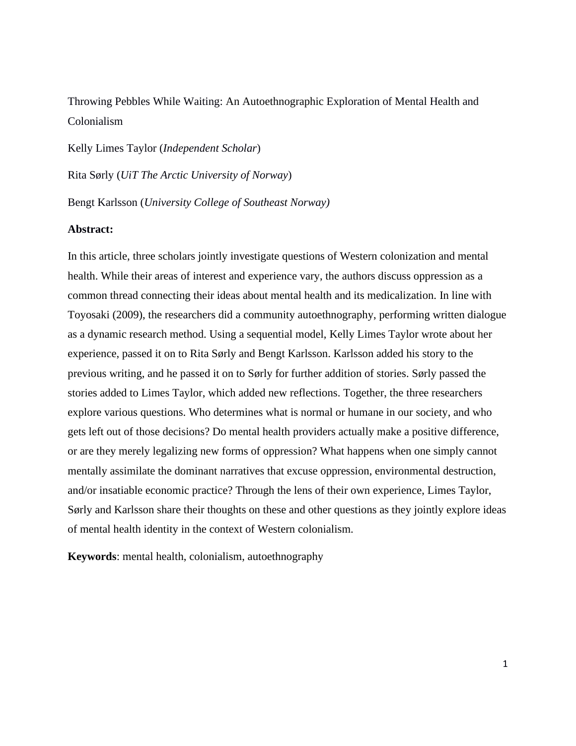Throwing Pebbles While Waiting: An Autoethnographic Exploration of Mental Health and Colonialism

Kelly Limes Taylor (*Independent Scholar*)

Rita Sørly (*UiT The Arctic University of Norway*)

Bengt Karlsson (*University College of Southeast Norway)*

**Abstract:**

In this article, three scholars jointly investigate questions of Western colonization and mental health. While their areas of interest and experience vary, the authors discuss oppression as a common thread connecting their ideas about mental health and its medicalization. In line with Toyosaki (2009), the researchers did a community autoethnography, performing written dialogue as a dynamic research method. Using a sequential model, Kelly Limes Taylor wrote about her experience, passed it on to Rita Sørly and Bengt Karlsson. Karlsson added his story to the previous writing, and he passed it on to Sørly for further addition of stories. Sørly passed the stories added to Limes Taylor, which added new reflections. Together, the three researchers explore various questions. Who determines what is normal or humane in our society, and who gets left out of those decisions? Do mental health providers actually make a positive difference, or are they merely legalizing new forms of oppression? What happens when one simply cannot mentally assimilate the dominant narratives that excuse oppression, environmental destruction, and/or insatiable economic practice? Through the lens of their own experience, Limes Taylor, Sørly and Karlsson share their thoughts on these and other questions as they jointly explore ideas of mental health identity in the context of Western colonialism.

**Keywords**: mental health, colonialism, autoethnography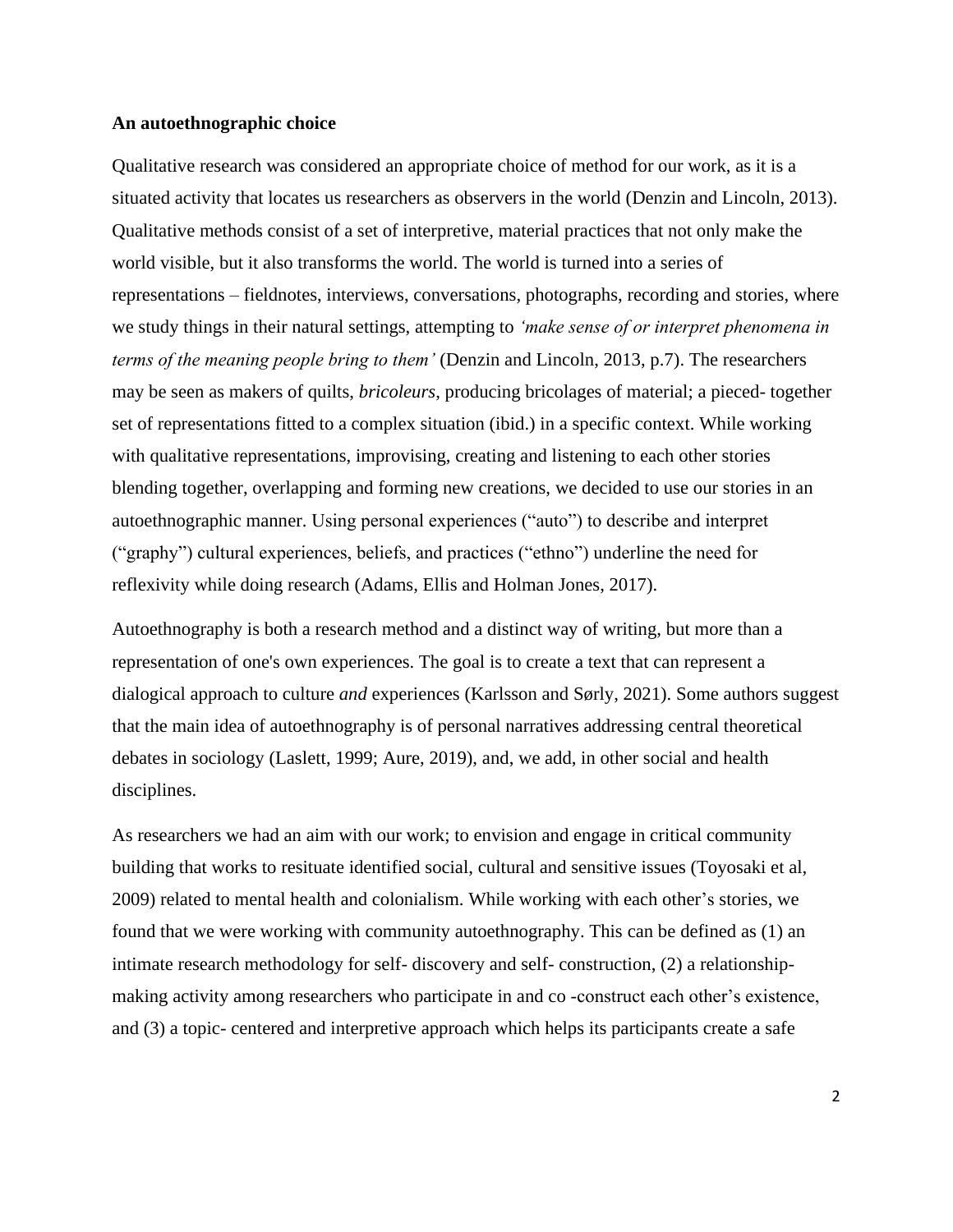**An autoethnographic choice**

Qualitative research was considered an appropriate choice of method for our work, as it is a situated activity that locates us researchers as observers in the world (Denzin and Lincoln, 2013). Qualitative methods consist of a set of interpretive, material practices that not only make the world visible, but it also transforms the world. The world is turned into a series of representations – fieldnotes, interviews, conversations, photographs, recording and stories, where we study things in their natural settings, attempting to *'make sense of or interpret phenomena in terms of the meaning people bring to them'* (Denzin and Lincoln, 2013, p.7). The researchers may be seen as makers of quilts, *bricoleurs*, producing bricolages of material; a pieced- together set of representations fitted to a complex situation (ibid.) in a specific context. While working with qualitative representations, improvising, creating and listening to each other stories blending together, overlapping and forming new creations, we decided to use our stories in an autoethnographic manner. Using personal experiences ("auto") to describe and interpret ("graphy") cultural experiences, beliefs, and practices ("ethno") underline the need for reflexivity while doing research (Adams, Ellis and Holman Jones, 2017).

Autoethnography is both a research method and a distinct way of writing, but more than a representation of one's own experiences. The goal is to create a text that can represent a dialogical approach to culture *and* experiences (Karlsson and Sørly, 2021). Some authors suggest that the main idea of autoethnography is of personal narratives addressing central theoretical debates in sociology (Laslett, 1999; Aure, 2019), and, we add, in other social and health disciplines.

As researchers we had an aim with our work; to envision and engage in critical community building that works to resituate identified social, cultural and sensitive issues (Toyosaki et al, 2009) related to mental health and colonialism. While working with each other's stories, we found that we were working with community autoethnography. This can be defined as (1) an intimate research methodology for self- discovery and self- construction, (2) a relationship-making activity among researchers who participate in and co -construct each other's existence, and (3) a topic- centered and interpretive approach which helps its participants create a safe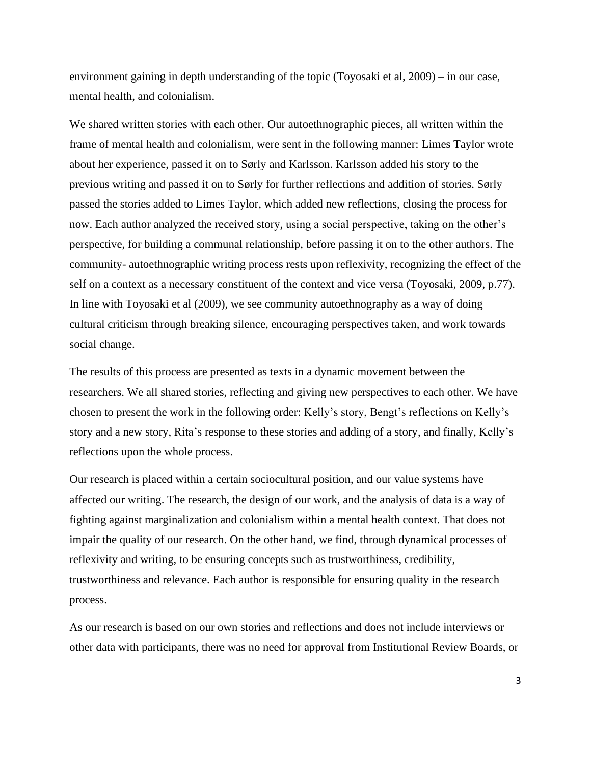environment gaining in depth understanding of the topic (Toyosaki et al, 2009) – in our case, mental health, and colonialism.

We shared written stories with each other. Our autoethnographic pieces, all written within the frame of mental health and colonialism, were sent in the following manner: Limes Taylor wrote about her experience, passed it on to Sørly and Karlsson. Karlsson added his story to the previous writing and passed it on to Sørly for further reflections and addition of stories. Sørly passed the stories added to Limes Taylor, which added new reflections, closing the process for now. Each author analyzed the received story, using a social perspective, taking on the other's perspective, for building a communal relationship, before passing it on to the other authors. The community- autoethnographic writing process rests upon reflexivity, recognizing the effect of the self on a context as a necessary constituent of the context and vice versa (Toyosaki, 2009, p.77). In line with Toyosaki et al (2009), we see community autoethnography as a way of doing cultural criticism through breaking silence, encouraging perspectives taken, and work towards social change.

The results of this process are presented as texts in a dynamic movement between the researchers. We all shared stories, reflecting and giving new perspectives to each other. We have chosen to present the work in the following order: Kelly's story, Bengt's reflections on Kelly's story and a new story, Rita's response to these stories and adding of a story, and finally, Kelly's reflections upon the whole process.

Our research is placed within a certain sociocultural position, and our value systems have affected our writing. The research, the design of our work, and the analysis of data is a way of fighting against marginalization and colonialism within a mental health context. That does not impair the quality of our research. On the other hand, we find, through dynamical processes of reflexivity and writing, to be ensuring concepts such as trustworthiness, credibility, trustworthiness and relevance. Each author is responsible for ensuring quality in the research process.

As our research is based on our own stories and reflections and does not include interviews or other data with participants, there was no need for approval from Institutional Review Boards, or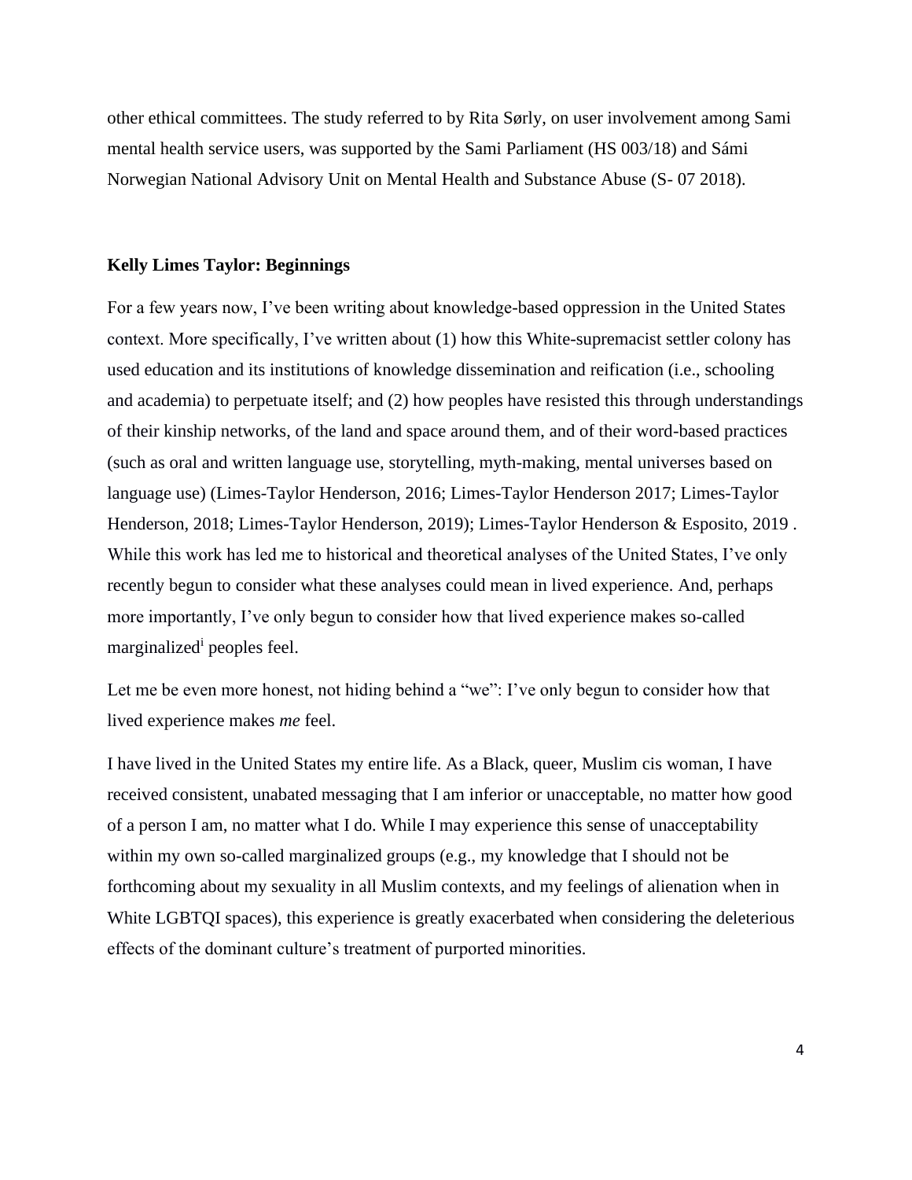other ethical committees. The study referred to by Rita Sørly, on user involvement among Sami mental health service users, was supported by the Sami Parliament (HS 003/18) and Sámi Norwegian National Advisory Unit on Mental Health and Substance Abuse (S- 07 2018).

## Kelly Limes Taylor: Beginnings

For a few years now, I've been writing about knowledge-based oppression in the United States context. More specifically, I've written about (1) how this White-supremacist settler colony has used education and its institutions of knowledge dissemination and reification (i.e., schooling and academia) to perpetuate itself; and (2) how peoples have resisted this through understandings of their kinship networks, of the land and space around them, and of their word-based practices (such as oral and written language use, storytelling, myth-making, mental universes based on language use) (Limes-Taylor Henderson, 2016; Limes-Taylor Henderson 2017; Limes-Taylor Henderson, 2018; Limes-Taylor Henderson, 2019); Limes-Taylor Henderson & Esposito, 2019 . While this work has led me to historical and theoretical analyses of the United States, I've only recently begun to consider what these analyses could mean in lived experience. And, perhaps more importantly, I've only begun to consider how that lived experience makes so-called marginalized[i] peoples feel.

Let me be even more honest, not hiding behind a "we": I've only begun to consider how that lived experience makes *me* feel.

I have lived in the United States my entire life. As a Black, queer, Muslim cis woman, I have received consistent, unabated messaging that I am inferior or unacceptable, no matter how good of a person I am, no matter what I do. While I may experience this sense of unacceptability within my own so-called marginalized groups (e.g., my knowledge that I should not be forthcoming about my sexuality in all Muslim contexts, and my feelings of alienation when in White LGBTQI spaces), this experience is greatly exacerbated when considering the deleterious effects of the dominant culture's treatment of purported minorities.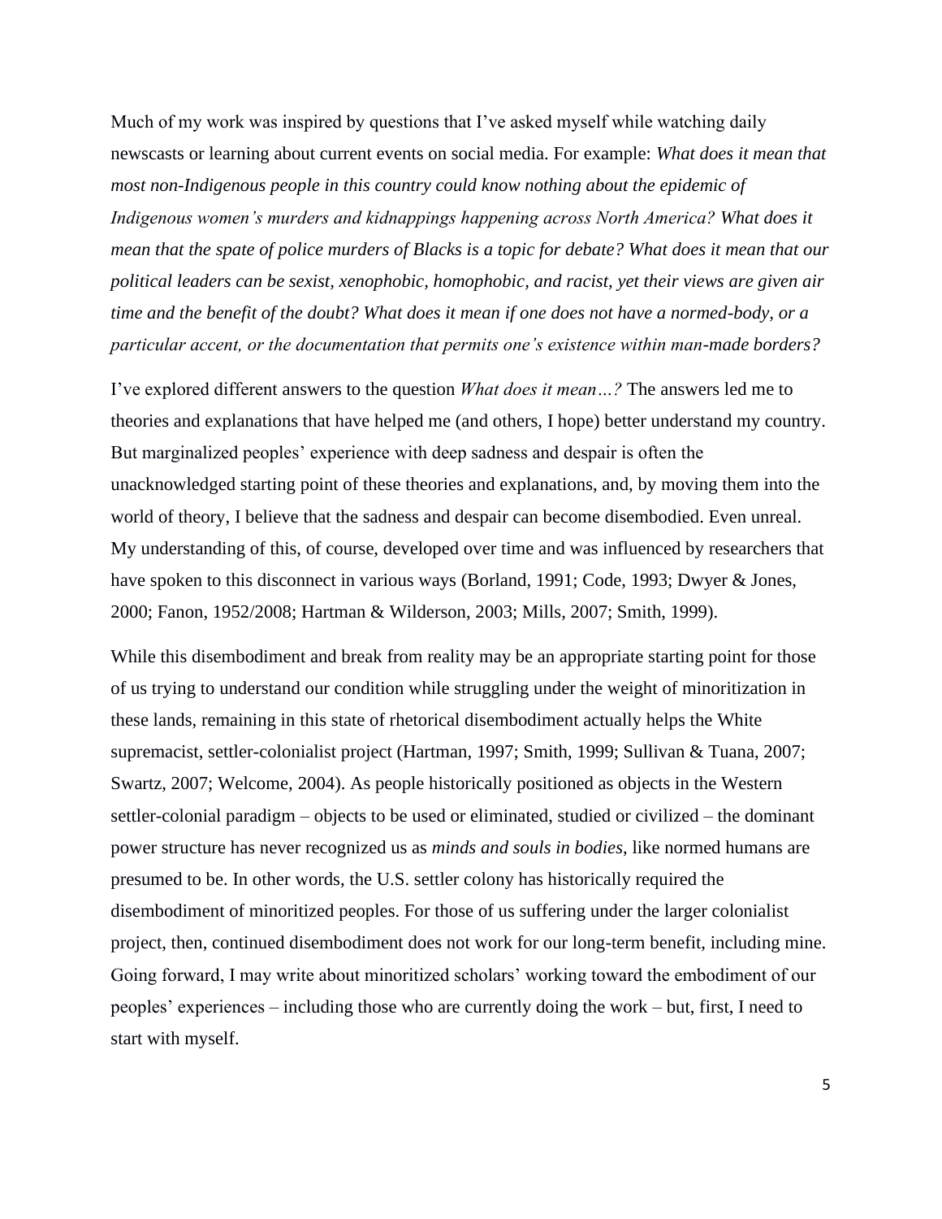Much of my work was inspired by questions that I've asked myself while watching daily newscasts or learning about current events on social media. For example: *What does it mean that most non-Indigenous people in this country could know nothing about the epidemic of Indigenous women's murders and kidnappings happening across North America? What does it mean that the spate of police murders of Blacks is a topic for debate? What does it mean that our political leaders can be sexist, xenophobic, homophobic, and racist, yet their views are given air time and the benefit of the doubt? What does it mean if one does not have a normed-body, or a particular accent, or the documentation that permits one's existence within man-made borders?*

I've explored different answers to the question *What does it mean…?* The answers led me to theories and explanations that have helped me (and others, I hope) better understand my country. But marginalized peoples' experience with deep sadness and despair is often the unacknowledged starting point of these theories and explanations, and, by moving them into the world of theory, I believe that the sadness and despair can become disembodied. Even unreal. My understanding of this, of course, developed over time and was influenced by researchers that have spoken to this disconnect in various ways (Borland, 1991; Code, 1993; Dwyer & Jones, 2000; Fanon, 1952/2008; Hartman & Wilderson, 2003; Mills, 2007; Smith, 1999).

While this disembodiment and break from reality may be an appropriate starting point for those of us trying to understand our condition while struggling under the weight of minoritization in these lands, remaining in this state of rhetorical disembodiment actually helps the White supremacist, settler-colonialist project (Hartman, 1997; Smith, 1999; Sullivan & Tuana, 2007; Swartz, 2007; Welcome, 2004). As people historically positioned as objects in the Western settler-colonial paradigm – objects to be used or eliminated, studied or civilized – the dominant power structure has never recognized us as *minds and souls in bodies*, like normed humans are presumed to be. In other words, the U.S. settler colony has historically required the disembodiment of minoritized peoples. For those of us suffering under the larger colonialist project, then, continued disembodiment does not work for our long-term benefit, including mine. Going forward, I may write about minoritized scholars' working toward the embodiment of our peoples' experiences – including those who are currently doing the work – but, first, I need to start with myself.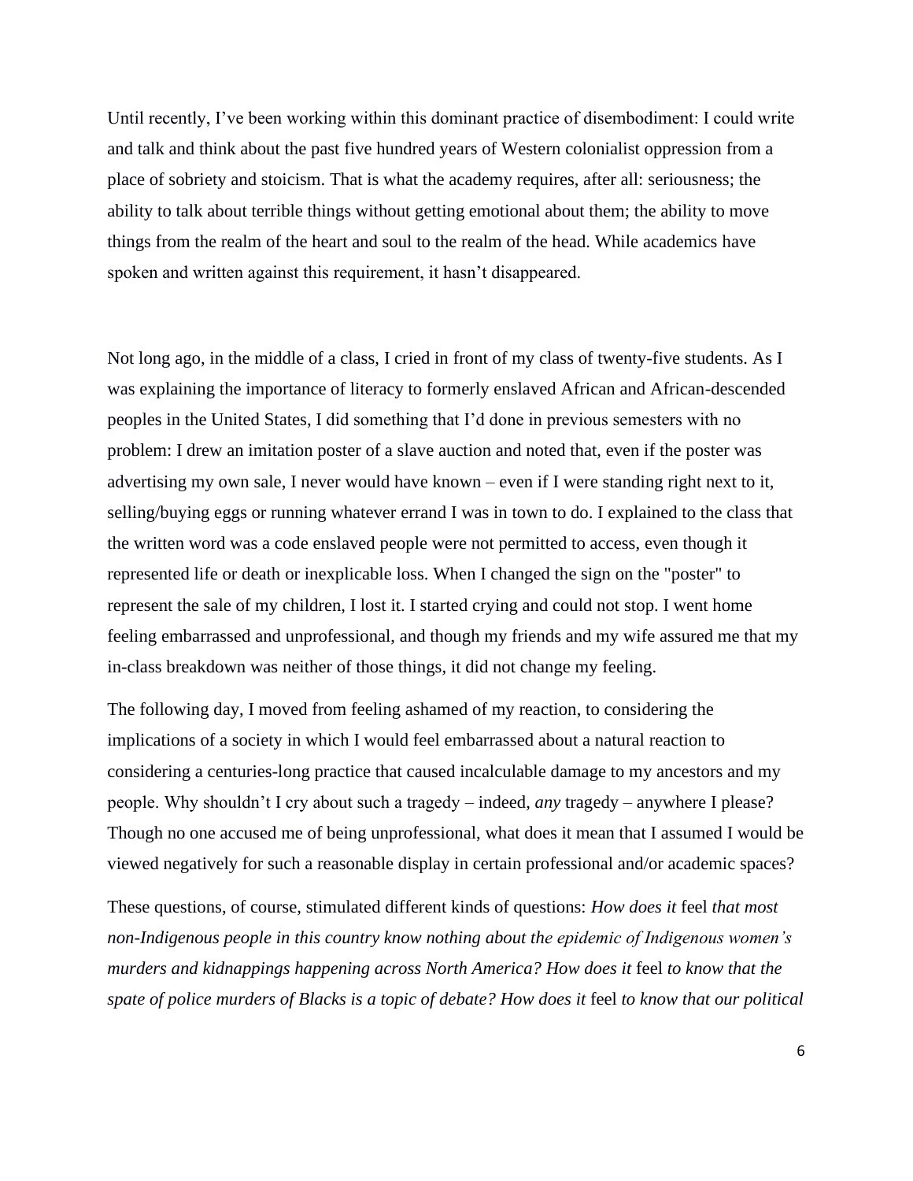Until recently, I've been working within this dominant practice of disembodiment: I could write and talk and think about the past five hundred years of Western colonialist oppression from a place of sobriety and stoicism. That is what the academy requires, after all: seriousness; the ability to talk about terrible things without getting emotional about them; the ability to move things from the realm of the heart and soul to the realm of the head. While academics have spoken and written against this requirement, it hasn't disappeared.

Not long ago, in the middle of a class, I cried in front of my class of twenty-five students. As I was explaining the importance of literacy to formerly enslaved African and African-descended peoples in the United States, I did something that I'd done in previous semesters with no problem: I drew an imitation poster of a slave auction and noted that, even if the poster was advertising my own sale, I never would have known – even if I were standing right next to it, selling/buying eggs or running whatever errand I was in town to do. I explained to the class that the written word was a code enslaved people were not permitted to access, even though it represented life or death or inexplicable loss. When I changed the sign on the "poster" to represent the sale of my children, I lost it. I started crying and could not stop. I went home feeling embarrassed and unprofessional, and though my friends and my wife assured me that my in-class breakdown was neither of those things, it did not change my feeling.

The following day, I moved from feeling ashamed of my reaction, to considering the implications of a society in which I would feel embarrassed about a natural reaction to considering a centuries-long practice that caused incalculable damage to my ancestors and my people. Why shouldn't I cry about such a tragedy – indeed, *any* tragedy – anywhere I please? Though no one accused me of being unprofessional, what does it mean that I assumed I would be viewed negatively for such a reasonable display in certain professional and/or academic spaces?

These questions, of course, stimulated different kinds of questions: *How does it* feel *that most non-Indigenous people in this country know nothing about the epidemic of Indigenous women's murders and kidnappings happening across North America? How does it* feel *to know that the spate of police murders of Blacks is a topic of debate? How does it* feel *to know that our political*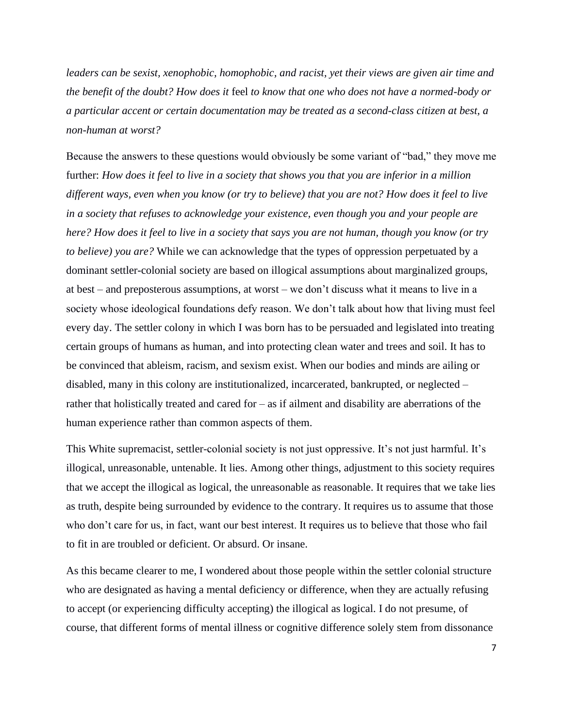*leaders can be sexist, xenophobic, homophobic, and racist, yet their views are given air time and the benefit of the doubt? How does it* feel *to know that one who does not have a normed-body or a particular accent or certain documentation may be treated as a second-class citizen at best, a non-human at worst?*

Because the answers to these questions would obviously be some variant of "bad," they move me further: *How does it feel to live in a society that shows you that you are inferior in a million different ways, even when you know (or try to believe) that you are not? How does it feel to live in a society that refuses to acknowledge your existence, even though you and your people are here? How does it feel to live in a society that says you are not human, though you know (or try to believe) you are?* While we can acknowledge that the types of oppression perpetuated by a dominant settler-colonial society are based on illogical assumptions about marginalized groups, at best – and preposterous assumptions, at worst – we don't discuss what it means to live in a society whose ideological foundations defy reason. We don't talk about how that living must feel every day. The settler colony in which I was born has to be persuaded and legislated into treating certain groups of humans as human, and into protecting clean water and trees and soil. It has to be convinced that ableism, racism, and sexism exist. When our bodies and minds are ailing or disabled, many in this colony are institutionalized, incarcerated, bankrupted, or neglected – rather that holistically treated and cared for – as if ailment and disability are aberrations of the human experience rather than common aspects of them.

This White supremacist, settler-colonial society is not just oppressive. It's not just harmful. It's illogical, unreasonable, untenable. It lies. Among other things, adjustment to this society requires that we accept the illogical as logical, the unreasonable as reasonable. It requires that we take lies as truth, despite being surrounded by evidence to the contrary. It requires us to assume that those who don't care for us, in fact, want our best interest. It requires us to believe that those who fail to fit in are troubled or deficient. Or absurd. Or insane.

As this became clearer to me, I wondered about those people within the settler colonial structure who are designated as having a mental deficiency or difference, when they are actually refusing to accept (or experiencing difficulty accepting) the illogical as logical. I do not presume, of course, that different forms of mental illness or cognitive difference solely stem from dissonance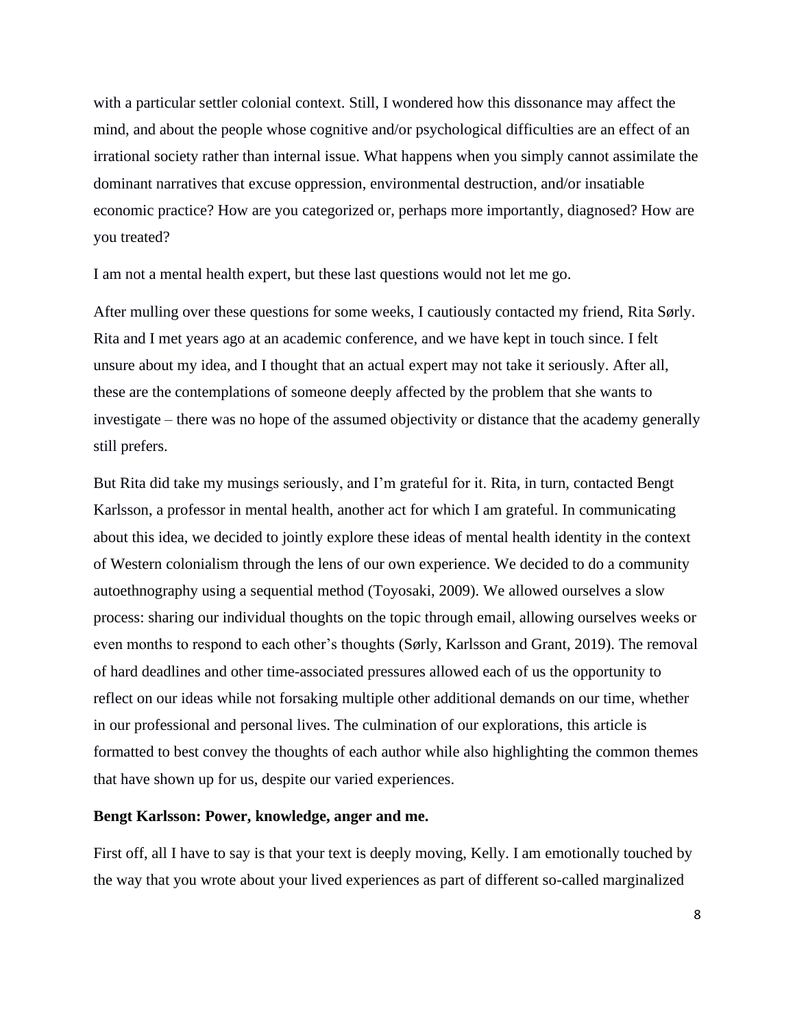with a particular settler colonial context. Still, I wondered how this dissonance may affect the mind, and about the people whose cognitive and/or psychological difficulties are an effect of an irrational society rather than internal issue. What happens when you simply cannot assimilate the dominant narratives that excuse oppression, environmental destruction, and/or insatiable economic practice? How are you categorized or, perhaps more importantly, diagnosed? How are you treated?

I am not a mental health expert, but these last questions would not let me go.

After mulling over these questions for some weeks, I cautiously contacted my friend, Rita Sørly. Rita and I met years ago at an academic conference, and we have kept in touch since. I felt unsure about my idea, and I thought that an actual expert may not take it seriously. After all, these are the contemplations of someone deeply affected by the problem that she wants to investigate – there was no hope of the assumed objectivity or distance that the academy generally still prefers.

But Rita did take my musings seriously, and I'm grateful for it. Rita, in turn, contacted Bengt Karlsson, a professor in mental health, another act for which I am grateful. In communicating about this idea, we decided to jointly explore these ideas of mental health identity in the context of Western colonialism through the lens of our own experience. We decided to do a community autoethnography using a sequential method (Toyosaki, 2009). We allowed ourselves a slow process: sharing our individual thoughts on the topic through email, allowing ourselves weeks or even months to respond to each other's thoughts (Sørly, Karlsson and Grant, 2019). The removal of hard deadlines and other time-associated pressures allowed each of us the opportunity to reflect on our ideas while not forsaking multiple other additional demands on our time, whether in our professional and personal lives. The culmination of our explorations, this article is formatted to best convey the thoughts of each author while also highlighting the common themes that have shown up for us, despite our varied experiences.

**Bengt Karlsson: Power, knowledge, anger and me.**

First off, all I have to say is that your text is deeply moving, Kelly. I am emotionally touched by the way that you wrote about your lived experiences as part of different so-called marginalized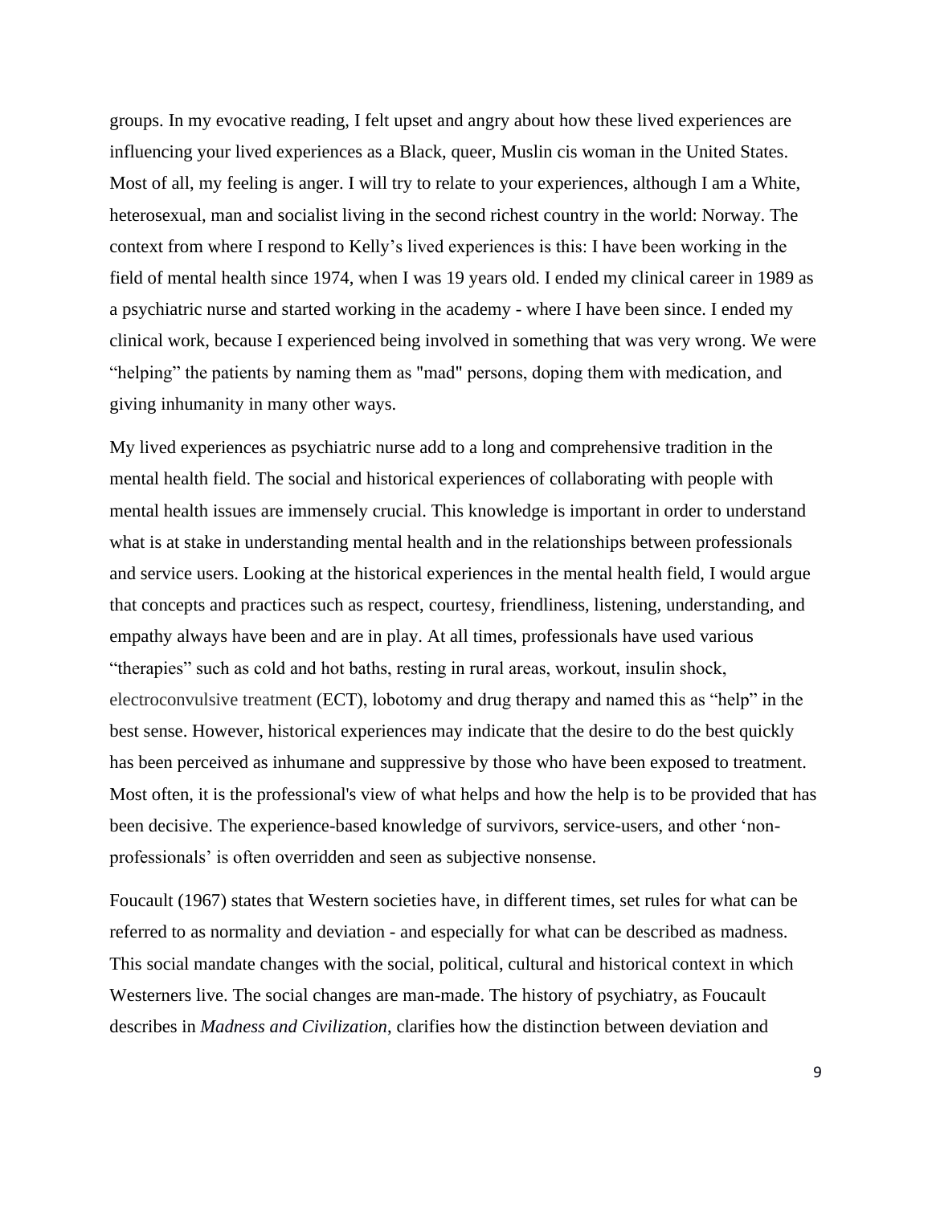groups. In my evocative reading, I felt upset and angry about how these lived experiences are influencing your lived experiences as a Black, queer, Muslin cis woman in the United States. Most of all, my feeling is anger. I will try to relate to your experiences, although I am a White, heterosexual, man and socialist living in the second richest country in the world: Norway. The context from where I respond to Kelly's lived experiences is this: I have been working in the field of mental health since 1974, when I was 19 years old. I ended my clinical career in 1989 as a psychiatric nurse and started working in the academy - where I have been since. I ended my clinical work, because I experienced being involved in something that was very wrong. We were "helping" the patients by naming them as "mad" persons, doping them with medication, and giving inhumanity in many other ways.

My lived experiences as psychiatric nurse add to a long and comprehensive tradition in the mental health field. The social and historical experiences of collaborating with people with mental health issues are immensely crucial. This knowledge is important in order to understand what is at stake in understanding mental health and in the relationships between professionals and service users. Looking at the historical experiences in the mental health field, I would argue that concepts and practices such as respect, courtesy, friendliness, listening, understanding, and empathy always have been and are in play. At all times, professionals have used various "therapies" such as cold and hot baths, resting in rural areas, workout, insulin shock, electroconvulsive treatment (ECT), lobotomy and drug therapy and named this as "help" in the best sense. However, historical experiences may indicate that the desire to do the best quickly has been perceived as inhumane and suppressive by those who have been exposed to treatment. Most often, it is the professional's view of what helps and how the help is to be provided that has been decisive. The experience-based knowledge of survivors, service-users, and other 'non-professionals' is often overridden and seen as subjective nonsense.

Foucault (1967) states that Western societies have, in different times, set rules for what can be referred to as normality and deviation - and especially for what can be described as madness. This social mandate changes with the social, political, cultural and historical context in which Westerners live. The social changes are man-made. The history of psychiatry, as Foucault describes in *Madness and Civilization*, clarifies how the distinction between deviation and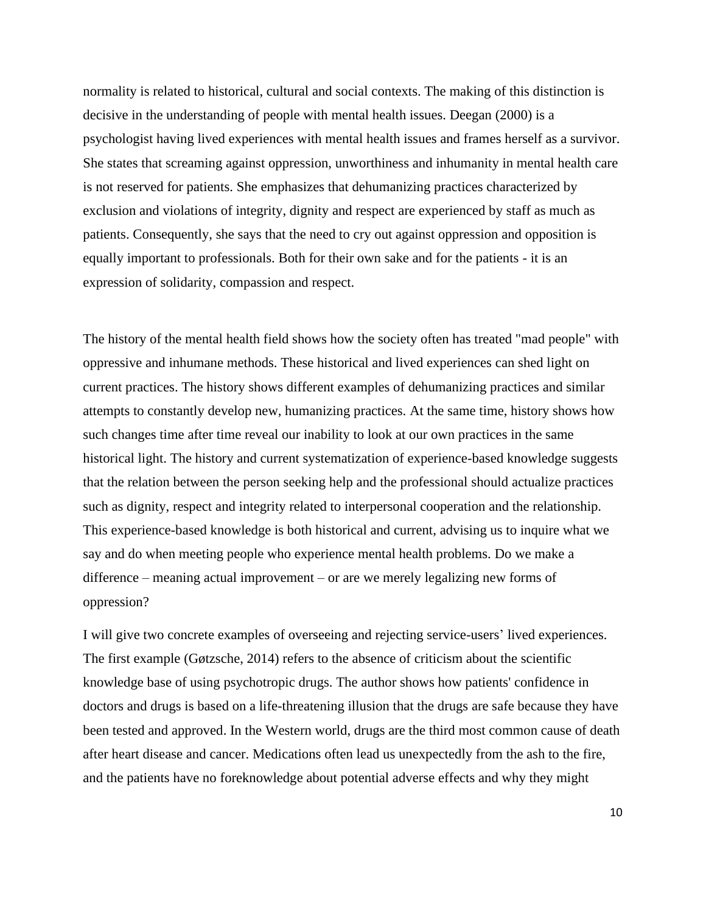normality is related to historical, cultural and social contexts. The making of this distinction is decisive in the understanding of people with mental health issues. Deegan (2000) is a psychologist having lived experiences with mental health issues and frames herself as a survivor. She states that screaming against oppression, unworthiness and inhumanity in mental health care is not reserved for patients. She emphasizes that dehumanizing practices characterized by exclusion and violations of integrity, dignity and respect are experienced by staff as much as patients. Consequently, she says that the need to cry out against oppression and opposition is equally important to professionals. Both for their own sake and for the patients - it is an expression of solidarity, compassion and respect.

The history of the mental health field shows how the society often has treated "mad people" with oppressive and inhumane methods. These historical and lived experiences can shed light on current practices. The history shows different examples of dehumanizing practices and similar attempts to constantly develop new, humanizing practices. At the same time, history shows how such changes time after time reveal our inability to look at our own practices in the same historical light. The history and current systematization of experience-based knowledge suggests that the relation between the person seeking help and the professional should actualize practices such as dignity, respect and integrity related to interpersonal cooperation and the relationship. This experience-based knowledge is both historical and current, advising us to inquire what we say and do when meeting people who experience mental health problems. Do we make a difference – meaning actual improvement – or are we merely legalizing new forms of oppression?

I will give two concrete examples of overseeing and rejecting service-users' lived experiences. The first example (Gøtzsche, 2014) refers to the absence of criticism about the scientific knowledge base of using psychotropic drugs. The author shows how patients' confidence in doctors and drugs is based on a life-threatening illusion that the drugs are safe because they have been tested and approved. In the Western world, drugs are the third most common cause of death after heart disease and cancer. Medications often lead us unexpectedly from the ash to the fire, and the patients have no foreknowledge about potential adverse effects and why they might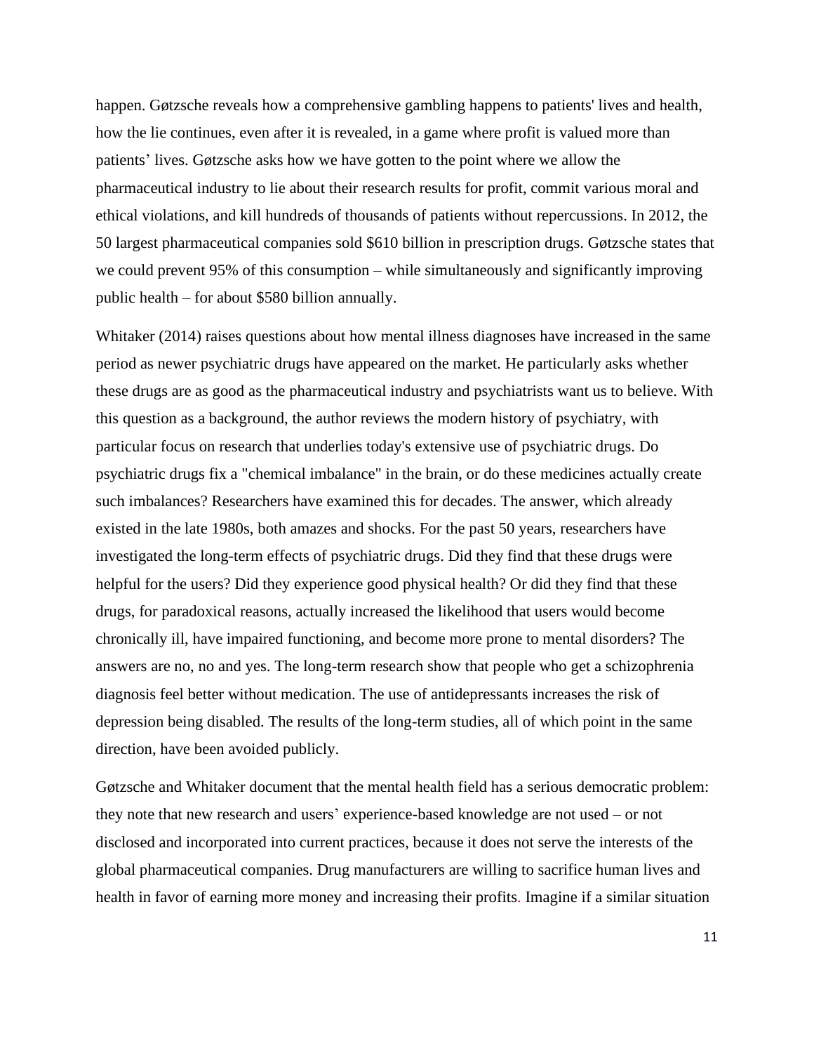happen. Gøtzsche reveals how a comprehensive gambling happens to patients' lives and health, how the lie continues, even after it is revealed, in a game where profit is valued more than patients' lives. Gøtzsche asks how we have gotten to the point where we allow the pharmaceutical industry to lie about their research results for profit, commit various moral and ethical violations, and kill hundreds of thousands of patients without repercussions. In 2012, the 50 largest pharmaceutical companies sold $610 billion in prescription drugs. Gøtzsche states that we could prevent 95% of this consumption – while simultaneously and significantly improving public health – for about $580 billion annually.

Whitaker (2014) raises questions about how mental illness diagnoses have increased in the same period as newer psychiatric drugs have appeared on the market. He particularly asks whether these drugs are as good as the pharmaceutical industry and psychiatrists want us to believe. With this question as a background, the author reviews the modern history of psychiatry, with particular focus on research that underlies today's extensive use of psychiatric drugs. Do psychiatric drugs fix a "chemical imbalance" in the brain, or do these medicines actually create such imbalances? Researchers have examined this for decades. The answer, which already existed in the late 1980s, both amazes and shocks. For the past 50 years, researchers have investigated the long-term effects of psychiatric drugs. Did they find that these drugs were helpful for the users? Did they experience good physical health? Or did they find that these drugs, for paradoxical reasons, actually increased the likelihood that users would become chronically ill, have impaired functioning, and become more prone to mental disorders? The answers are no, no and yes. The long-term research show that people who get a schizophrenia diagnosis feel better without medication. The use of antidepressants increases the risk of depression being disabled. The results of the long-term studies, all of which point in the same direction, have been avoided publicly.

Gøtzsche and Whitaker document that the mental health field has a serious democratic problem: they note that new research and users' experience-based knowledge are not used – or not disclosed and incorporated into current practices, because it does not serve the interests of the global pharmaceutical companies. Drug manufacturers are willing to sacrifice human lives and health in favor of earning more money and increasing their profits. Imagine if a similar situation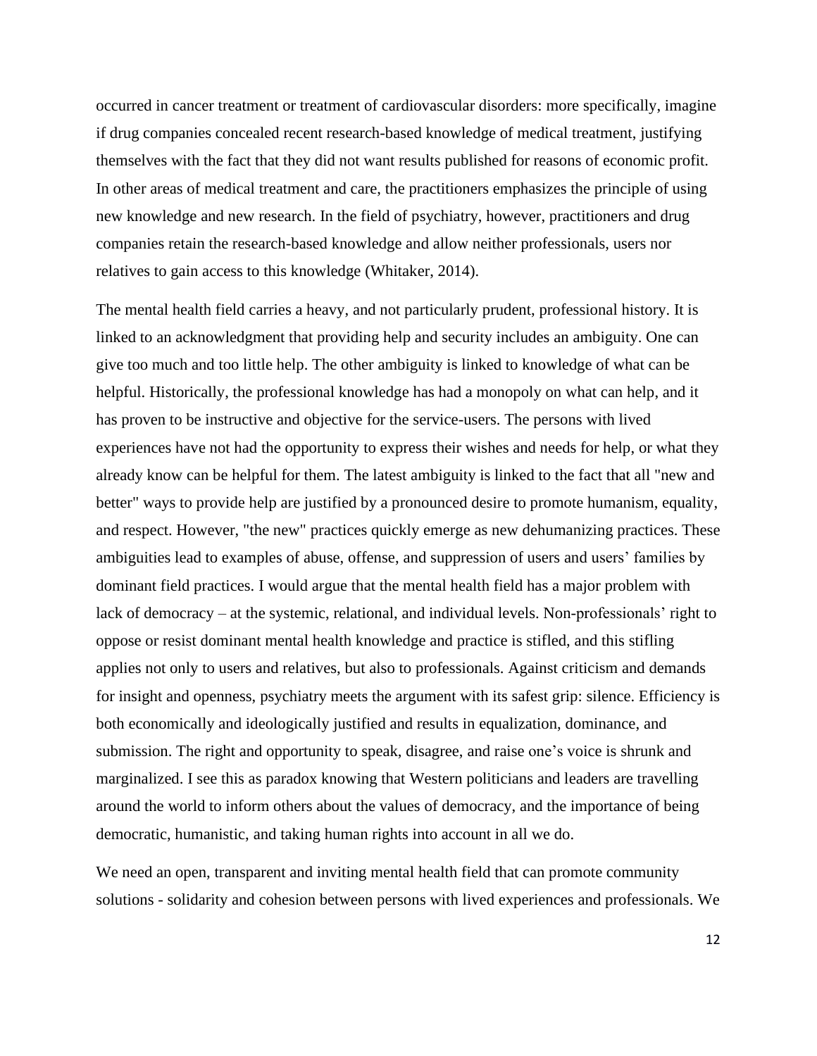occurred in cancer treatment or treatment of cardiovascular disorders: more specifically, imagine if drug companies concealed recent research-based knowledge of medical treatment, justifying themselves with the fact that they did not want results published for reasons of economic profit. In other areas of medical treatment and care, the practitioners emphasizes the principle of using new knowledge and new research. In the field of psychiatry, however, practitioners and drug companies retain the research-based knowledge and allow neither professionals, users nor relatives to gain access to this knowledge (Whitaker, 2014).

The mental health field carries a heavy, and not particularly prudent, professional history. It is linked to an acknowledgment that providing help and security includes an ambiguity. One can give too much and too little help. The other ambiguity is linked to knowledge of what can be helpful. Historically, the professional knowledge has had a monopoly on what can help, and it has proven to be instructive and objective for the service-users. The persons with lived experiences have not had the opportunity to express their wishes and needs for help, or what they already know can be helpful for them. The latest ambiguity is linked to the fact that all "new and better" ways to provide help are justified by a pronounced desire to promote humanism, equality, and respect. However, "the new" practices quickly emerge as new dehumanizing practices. These ambiguities lead to examples of abuse, offense, and suppression of users and users' families by dominant field practices. I would argue that the mental health field has a major problem with lack of democracy – at the systemic, relational, and individual levels. Non-professionals' right to oppose or resist dominant mental health knowledge and practice is stifled, and this stifling applies not only to users and relatives, but also to professionals. Against criticism and demands for insight and openness, psychiatry meets the argument with its safest grip: silence. Efficiency is both economically and ideologically justified and results in equalization, dominance, and submission. The right and opportunity to speak, disagree, and raise one's voice is shrunk and marginalized. I see this as paradox knowing that Western politicians and leaders are travelling around the world to inform others about the values of democracy, and the importance of being democratic, humanistic, and taking human rights into account in all we do.

We need an open, transparent and inviting mental health field that can promote community solutions - solidarity and cohesion between persons with lived experiences and professionals. We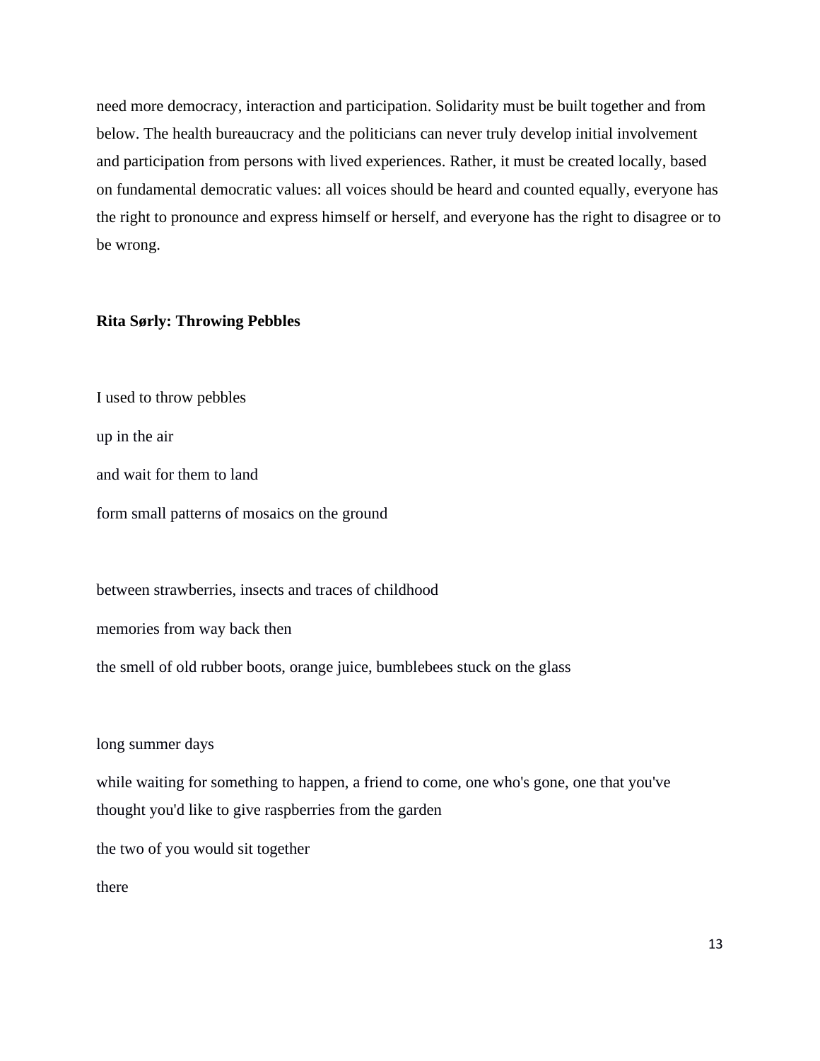need more democracy, interaction and participation. Solidarity must be built together and from below. The health bureaucracy and the politicians can never truly develop initial involvement and participation from persons with lived experiences. Rather, it must be created locally, based on fundamental democratic values: all voices should be heard and counted equally, everyone has the right to pronounce and express himself or herself, and everyone has the right to disagree or to be wrong.

**Rita Sørly: Throwing Pebbles**

I used to throw pebbles

up in the air

and wait for them to land

form small patterns of mosaics on the ground

between strawberries, insects and traces of childhood

memories from way back then

the smell of old rubber boots, orange juice, bumblebees stuck on the glass

long summer days

while waiting for something to happen, a friend to come, one who's gone, one that you've thought you'd like to give raspberries from the garden

the two of you would sit together

there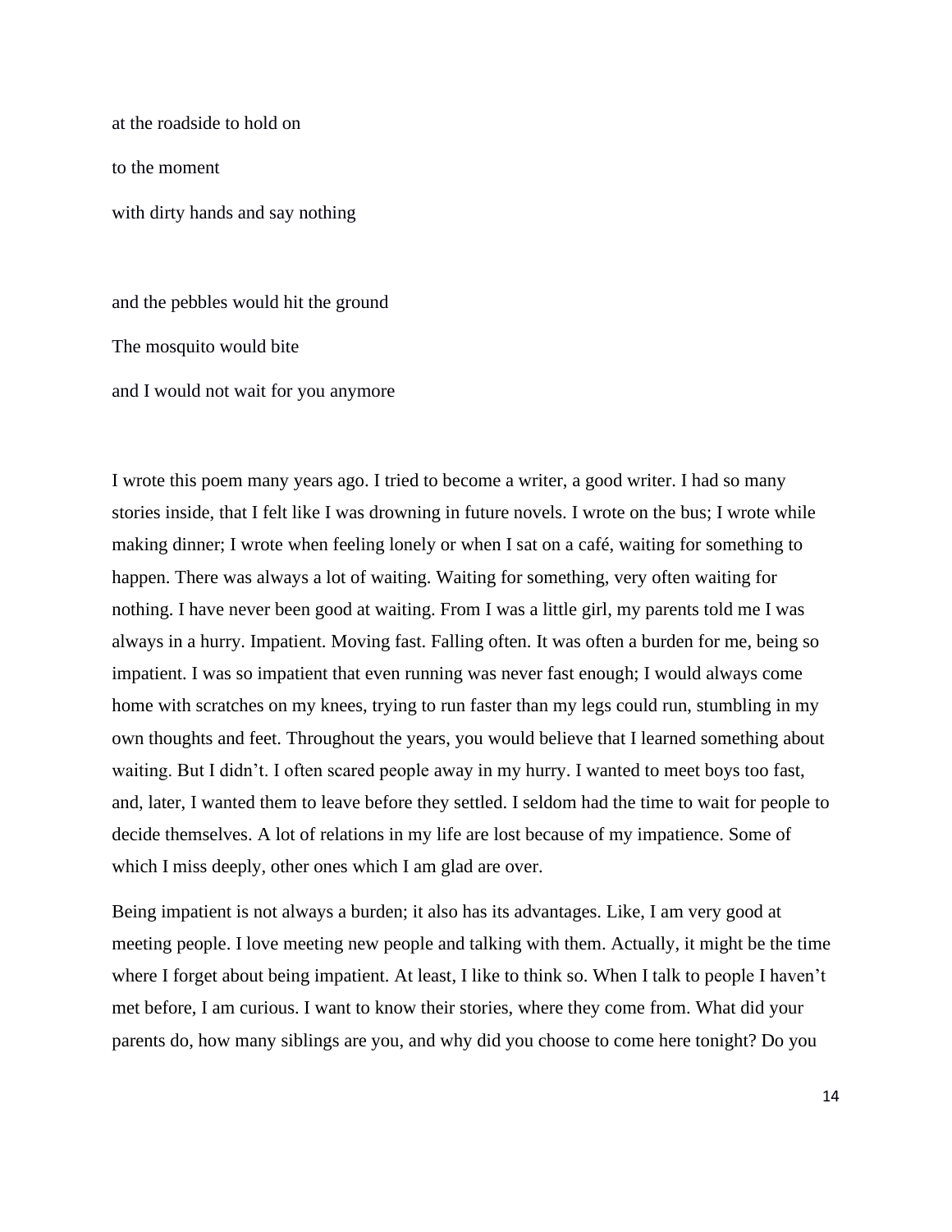at the roadside to hold on

to the moment

with dirty hands and say nothing

and the pebbles would hit the ground

The mosquito would bite

and I would not wait for you anymore

I wrote this poem many years ago. I tried to become a writer, a good writer. I had so many stories inside, that I felt like I was drowning in future novels. I wrote on the bus; I wrote while making dinner; I wrote when feeling lonely or when I sat on a café, waiting for something to happen. There was always a lot of waiting. Waiting for something, very often waiting for nothing. I have never been good at waiting. From I was a little girl, my parents told me I was always in a hurry. Impatient. Moving fast. Falling often. It was often a burden for me, being so impatient. I was so impatient that even running was never fast enough; I would always come home with scratches on my knees, trying to run faster than my legs could run, stumbling in my own thoughts and feet. Throughout the years, you would believe that I learned something about waiting. But I didn't. I often scared people away in my hurry. I wanted to meet boys too fast, and, later, I wanted them to leave before they settled. I seldom had the time to wait for people to decide themselves. A lot of relations in my life are lost because of my impatience. Some of which I miss deeply, other ones which I am glad are over.

Being impatient is not always a burden; it also has its advantages. Like, I am very good at meeting people. I love meeting new people and talking with them. Actually, it might be the time where I forget about being impatient. At least, I like to think so. When I talk to people I haven't met before, I am curious. I want to know their stories, where they come from. What did your parents do, how many siblings are you, and why did you choose to come here tonight? Do you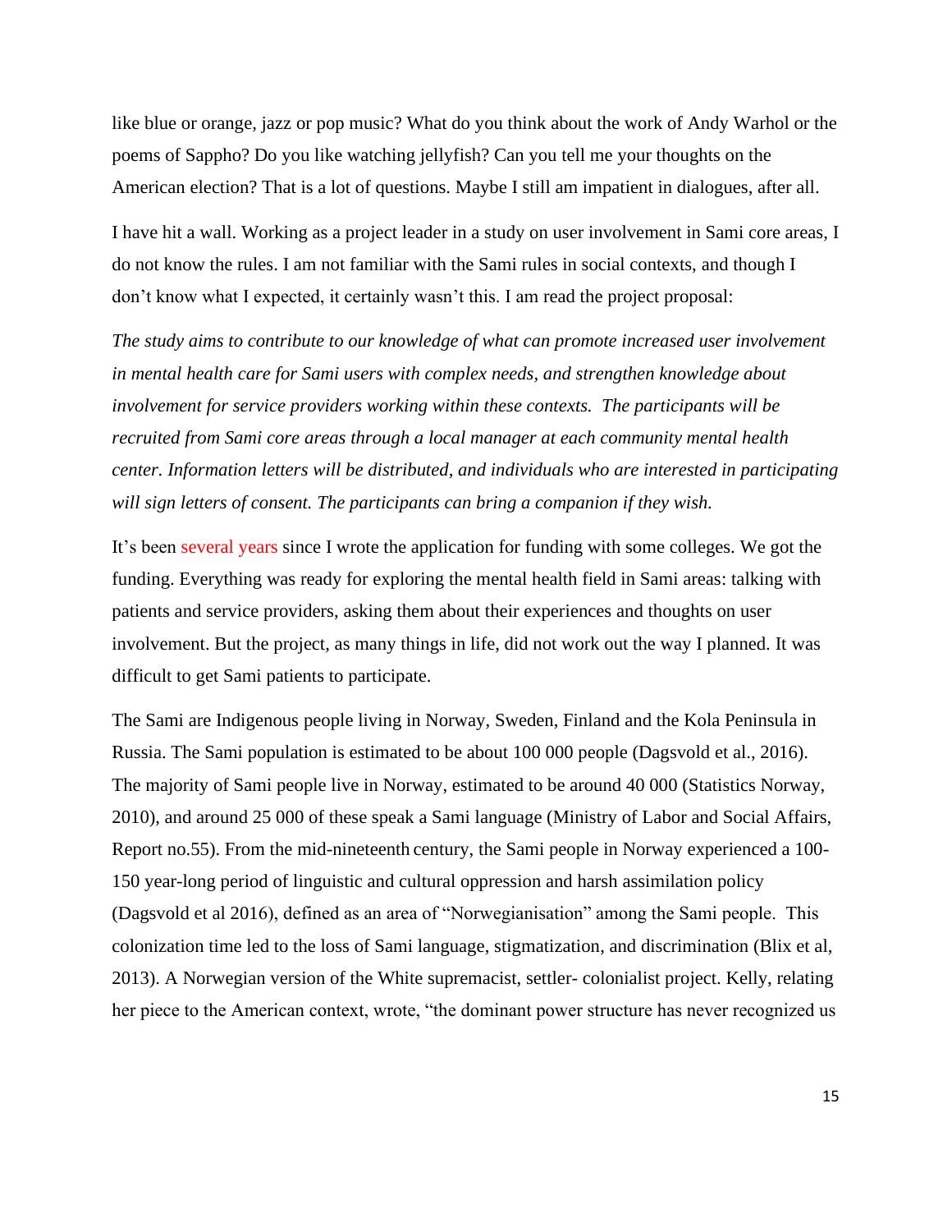like blue or orange, jazz or pop music? What do you think about the work of Andy Warhol or the poems of Sappho? Do you like watching jellyfish? Can you tell me your thoughts on the American election? That is a lot of questions. Maybe I still am impatient in dialogues, after all.

I have hit a wall. Working as a project leader in a study on user involvement in Sami core areas, I do not know the rules. I am not familiar with the Sami rules in social contexts, and though I don't know what I expected, it certainly wasn't this. I am read the project proposal:

*The study aims to contribute to our knowledge of what can promote increased user involvement in mental health care for Sami users with complex needs, and strengthen knowledge about involvement for service providers working within these contexts. The participants will be recruited from Sami core areas through a local manager at each community mental health center. Information letters will be distributed, and individuals who are interested in participating will sign letters of consent. The participants can bring a companion if they wish.*

It's been several years since I wrote the application for funding with some colleges. We got the funding. Everything was ready for exploring the mental health field in Sami areas: talking with patients and service providers, asking them about their experiences and thoughts on user involvement. But the project, as many things in life, did not work out the way I planned. It was difficult to get Sami patients to participate.

The Sami are Indigenous people living in Norway, Sweden, Finland and the Kola Peninsula in Russia. The Sami population is estimated to be about 100 000 people (Dagsvold et al., 2016). The majority of Sami people live in Norway, estimated to be around 40 000 (Statistics Norway, 2010), and around 25 000 of these speak a Sami language (Ministry of Labor and Social Affairs, Report no.55). From the mid-nineteenth century, the Sami people in Norway experienced a 100-150 year-long period of linguistic and cultural oppression and harsh assimilation policy (Dagsvold et al 2016), defined as an area of "Norwegianisation" among the Sami people. This colonization time led to the loss of Sami language, stigmatization, and discrimination (Blix et al, 2013). A Norwegian version of the White supremacist, settler- colonialist project. Kelly, relating her piece to the American context, wrote, "the dominant power structure has never recognized us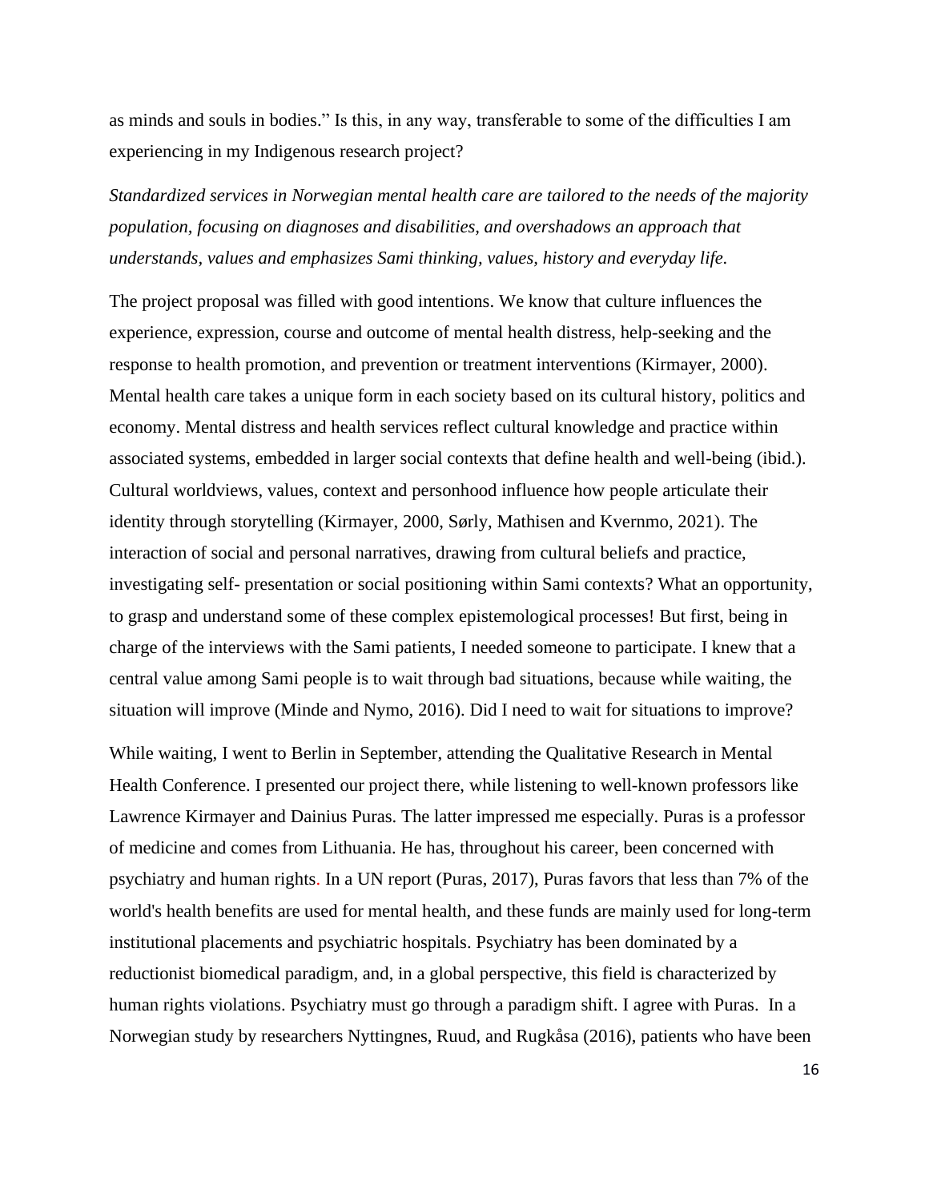as minds and souls in bodies." Is this, in any way, transferable to some of the difficulties I am experiencing in my Indigenous research project?

*Standardized services in Norwegian mental health care are tailored to the needs of the majority population, focusing on diagnoses and disabilities, and overshadows an approach that understands, values and emphasizes Sami thinking, values, history and everyday life.*

The project proposal was filled with good intentions. We know that culture influences the experience, expression, course and outcome of mental health distress, help-seeking and the response to health promotion, and prevention or treatment interventions (Kirmayer, 2000). Mental health care takes a unique form in each society based on its cultural history, politics and economy. Mental distress and health services reflect cultural knowledge and practice within associated systems, embedded in larger social contexts that define health and well-being (ibid.). Cultural worldviews, values, context and personhood influence how people articulate their identity through storytelling (Kirmayer, 2000, Sørly, Mathisen and Kvernmo, 2021). The interaction of social and personal narratives, drawing from cultural beliefs and practice, investigating self- presentation or social positioning within Sami contexts? What an opportunity, to grasp and understand some of these complex epistemological processes! But first, being in charge of the interviews with the Sami patients, I needed someone to participate. I knew that a central value among Sami people is to wait through bad situations, because while waiting, the situation will improve (Minde and Nymo, 2016). Did I need to wait for situations to improve?

While waiting, I went to Berlin in September, attending the Qualitative Research in Mental Health Conference. I presented our project there, while listening to well-known professors like Lawrence Kirmayer and Dainius Puras. The latter impressed me especially. Puras is a professor of medicine and comes from Lithuania. He has, throughout his career, been concerned with psychiatry and human rights. In a UN report (Puras, 2017), Puras favors that less than 7% of the world's health benefits are used for mental health, and these funds are mainly used for long-term institutional placements and psychiatric hospitals. Psychiatry has been dominated by a reductionist biomedical paradigm, and, in a global perspective, this field is characterized by human rights violations. Psychiatry must go through a paradigm shift. I agree with Puras. In a Norwegian study by researchers Nyttingnes, Ruud, and Rugkåsa (2016), patients who have been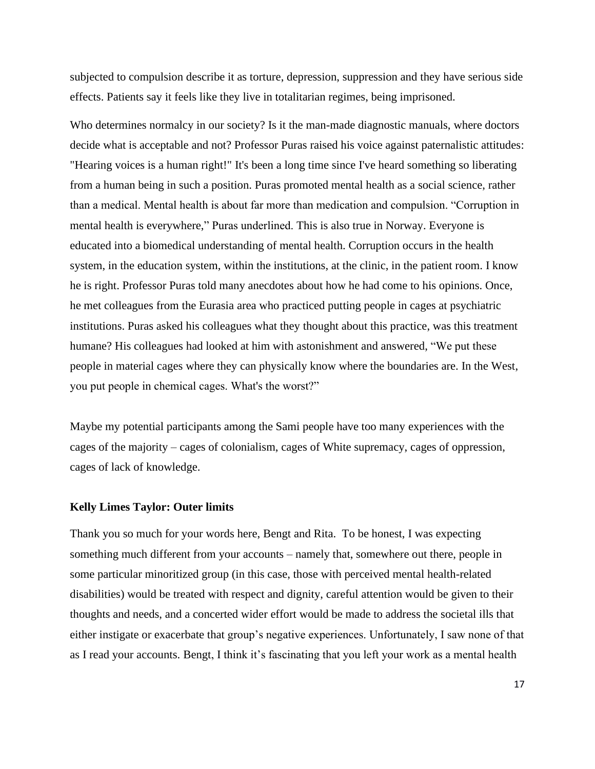subjected to compulsion describe it as torture, depression, suppression and they have serious side effects. Patients say it feels like they live in totalitarian regimes, being imprisoned.

Who determines normalcy in our society? Is it the man-made diagnostic manuals, where doctors decide what is acceptable and not? Professor Puras raised his voice against paternalistic attitudes: "Hearing voices is a human right!" It's been a long time since I've heard something so liberating from a human being in such a position. Puras promoted mental health as a social science, rather than a medical. Mental health is about far more than medication and compulsion. "Corruption in mental health is everywhere," Puras underlined. This is also true in Norway. Everyone is educated into a biomedical understanding of mental health. Corruption occurs in the health system, in the education system, within the institutions, at the clinic, in the patient room. I know he is right. Professor Puras told many anecdotes about how he had come to his opinions. Once, he met colleagues from the Eurasia area who practiced putting people in cages at psychiatric institutions. Puras asked his colleagues what they thought about this practice, was this treatment humane? His colleagues had looked at him with astonishment and answered, "We put these people in material cages where they can physically know where the boundaries are. In the West, you put people in chemical cages. What's the worst?"

Maybe my potential participants among the Sami people have too many experiences with the cages of the majority – cages of colonialism, cages of White supremacy, cages of oppression, cages of lack of knowledge.

**Kelly Limes Taylor: Outer limits**

Thank you so much for your words here, Bengt and Rita. To be honest, I was expecting something much different from your accounts – namely that, somewhere out there, people in some particular minoritized group (in this case, those with perceived mental health-related disabilities) would be treated with respect and dignity, careful attention would be given to their thoughts and needs, and a concerted wider effort would be made to address the societal ills that either instigate or exacerbate that group's negative experiences. Unfortunately, I saw none of that as I read your accounts. Bengt, I think it's fascinating that you left your work as a mental health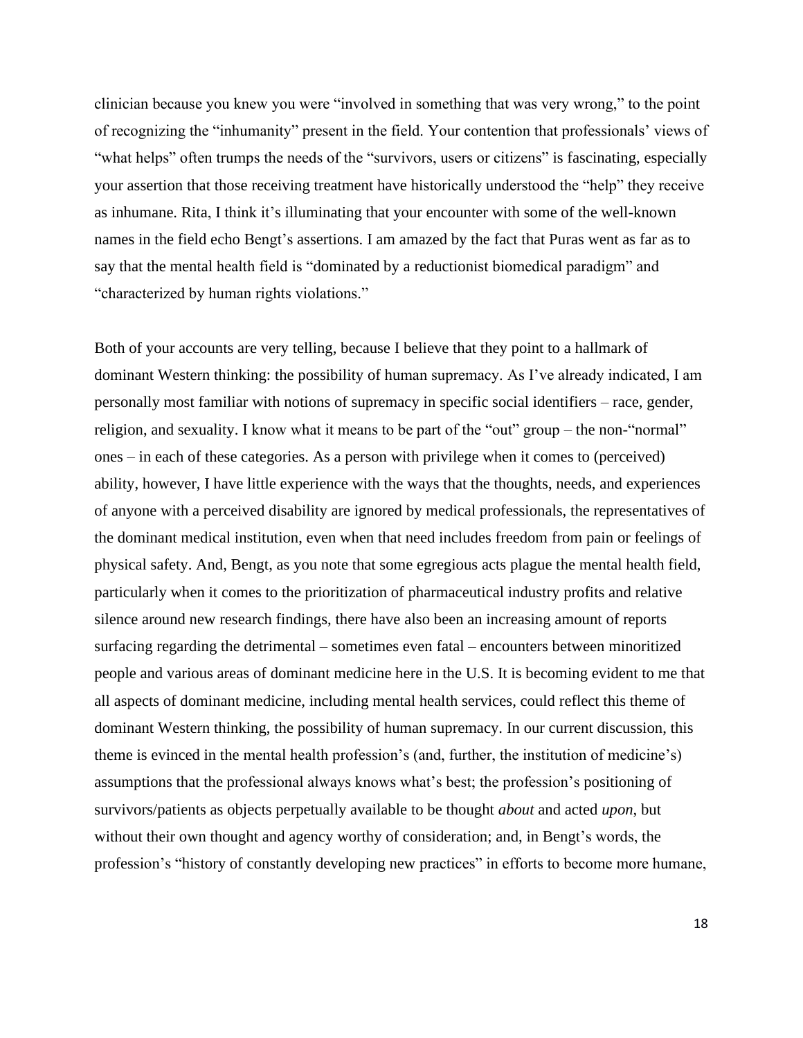clinician because you knew you were "involved in something that was very wrong," to the point of recognizing the "inhumanity" present in the field. Your contention that professionals' views of "what helps" often trumps the needs of the "survivors, users or citizens" is fascinating, especially your assertion that those receiving treatment have historically understood the "help" they receive as inhumane. Rita, I think it's illuminating that your encounter with some of the well-known names in the field echo Bengt's assertions. I am amazed by the fact that Puras went as far as to say that the mental health field is "dominated by a reductionist biomedical paradigm" and "characterized by human rights violations."

Both of your accounts are very telling, because I believe that they point to a hallmark of dominant Western thinking: the possibility of human supremacy. As I've already indicated, I am personally most familiar with notions of supremacy in specific social identifiers – race, gender, religion, and sexuality. I know what it means to be part of the "out" group – the non-"normal" ones – in each of these categories. As a person with privilege when it comes to (perceived) ability, however, I have little experience with the ways that the thoughts, needs, and experiences of anyone with a perceived disability are ignored by medical professionals, the representatives of the dominant medical institution, even when that need includes freedom from pain or feelings of physical safety. And, Bengt, as you note that some egregious acts plague the mental health field, particularly when it comes to the prioritization of pharmaceutical industry profits and relative silence around new research findings, there have also been an increasing amount of reports surfacing regarding the detrimental – sometimes even fatal – encounters between minoritized people and various areas of dominant medicine here in the U.S. It is becoming evident to me that all aspects of dominant medicine, including mental health services, could reflect this theme of dominant Western thinking, the possibility of human supremacy. In our current discussion, this theme is evinced in the mental health profession's (and, further, the institution of medicine's) assumptions that the professional always knows what's best; the profession's positioning of survivors/patients as objects perpetually available to be thought *about* and acted *upon*, but without their own thought and agency worthy of consideration; and, in Bengt's words, the profession's "history of constantly developing new practices" in efforts to become more humane,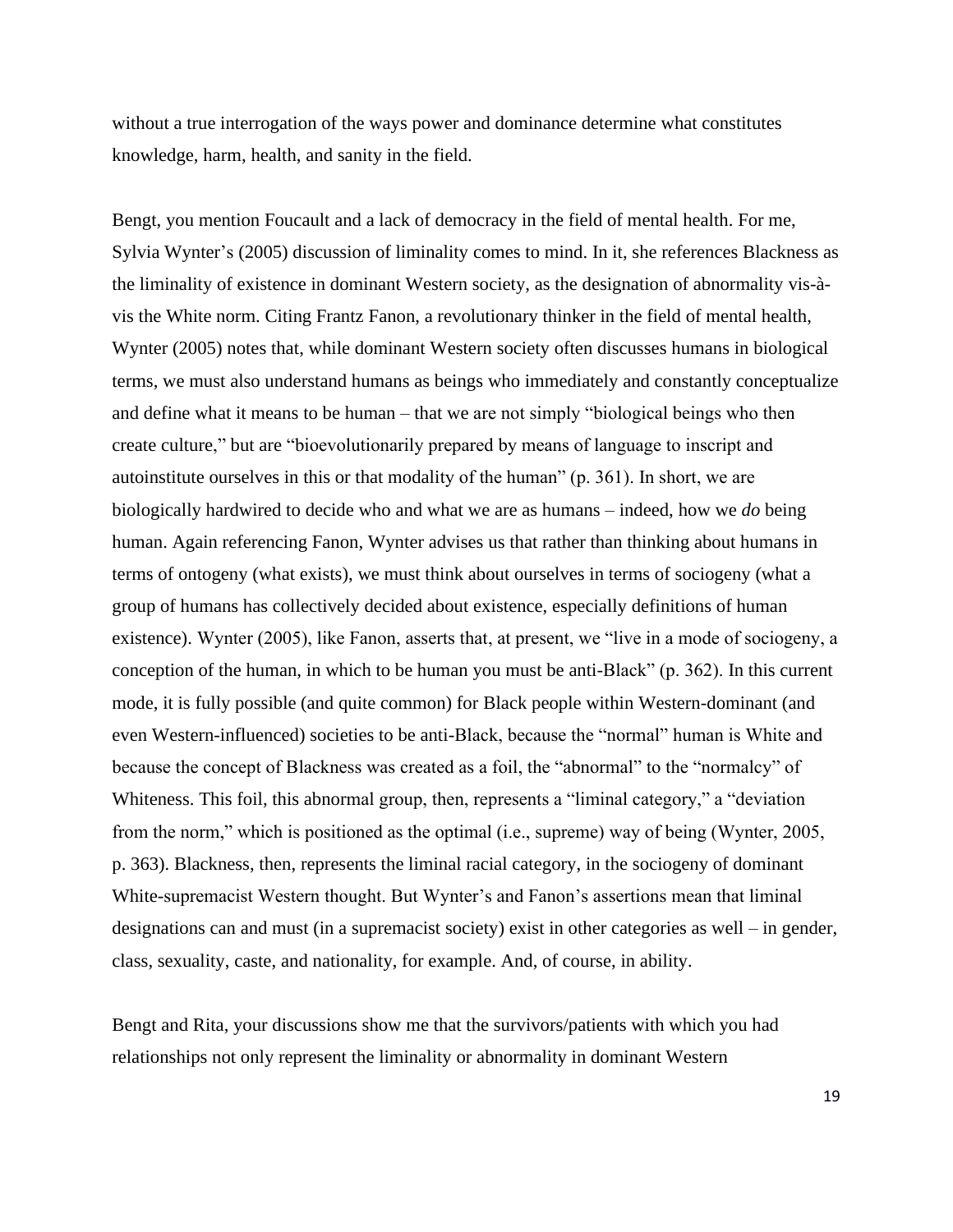without a true interrogation of the ways power and dominance determine what constitutes knowledge, harm, health, and sanity in the field.

Bengt, you mention Foucault and a lack of democracy in the field of mental health. For me, Sylvia Wynter's (2005) discussion of liminality comes to mind. In it, she references Blackness as the liminality of existence in dominant Western society, as the designation of abnormality vis-à-vis the White norm. Citing Frantz Fanon, a revolutionary thinker in the field of mental health, Wynter (2005) notes that, while dominant Western society often discusses humans in biological terms, we must also understand humans as beings who immediately and constantly conceptualize and define what it means to be human – that we are not simply "biological beings who then create culture," but are "bioevolutionarily prepared by means of language to inscript and autoinstitute ourselves in this or that modality of the human" (p. 361). In short, we are biologically hardwired to decide who and what we are as humans – indeed, how we *do* being human. Again referencing Fanon, Wynter advises us that rather than thinking about humans in terms of ontogeny (what exists), we must think about ourselves in terms of sociogeny (what a group of humans has collectively decided about existence, especially definitions of human existence). Wynter (2005), like Fanon, asserts that, at present, we "live in a mode of sociogeny, a conception of the human, in which to be human you must be anti-Black" (p. 362). In this current mode, it is fully possible (and quite common) for Black people within Western-dominant (and even Western-influenced) societies to be anti-Black, because the "normal" human is White and because the concept of Blackness was created as a foil, the "abnormal" to the "normalcy" of Whiteness. This foil, this abnormal group, then, represents a "liminal category," a "deviation from the norm," which is positioned as the optimal (i.e., supreme) way of being (Wynter, 2005, p. 363). Blackness, then, represents the liminal racial category, in the sociogeny of dominant White-supremacist Western thought. But Wynter's and Fanon's assertions mean that liminal designations can and must (in a supremacist society) exist in other categories as well – in gender, class, sexuality, caste, and nationality, for example. And, of course, in ability.

Bengt and Rita, your discussions show me that the survivors/patients with which you had relationships not only represent the liminality or abnormality in dominant Western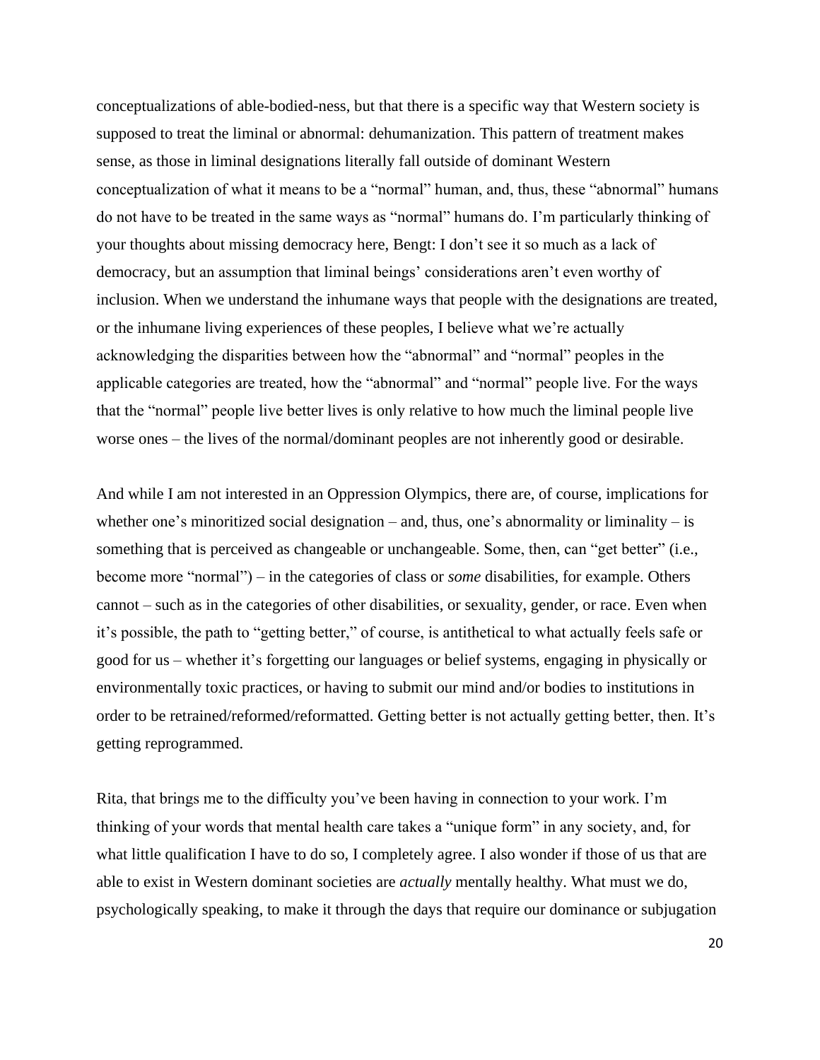conceptualizations of able-bodied-ness, but that there is a specific way that Western society is supposed to treat the liminal or abnormal: dehumanization. This pattern of treatment makes sense, as those in liminal designations literally fall outside of dominant Western conceptualization of what it means to be a "normal" human, and, thus, these "abnormal" humans do not have to be treated in the same ways as "normal" humans do. I'm particularly thinking of your thoughts about missing democracy here, Bengt: I don't see it so much as a lack of democracy, but an assumption that liminal beings' considerations aren't even worthy of inclusion. When we understand the inhumane ways that people with the designations are treated, or the inhumane living experiences of these peoples, I believe what we're actually acknowledging the disparities between how the "abnormal" and "normal" peoples in the applicable categories are treated, how the "abnormal" and "normal" people live. For the ways that the "normal" people live better lives is only relative to how much the liminal people live worse ones – the lives of the normal/dominant peoples are not inherently good or desirable.

And while I am not interested in an Oppression Olympics, there are, of course, implications for whether one's minoritized social designation – and, thus, one's abnormality or liminality – is something that is perceived as changeable or unchangeable. Some, then, can "get better" (i.e., become more "normal") – in the categories of class or *some* disabilities, for example. Others cannot – such as in the categories of other disabilities, or sexuality, gender, or race. Even when it's possible, the path to "getting better," of course, is antithetical to what actually feels safe or good for us – whether it's forgetting our languages or belief systems, engaging in physically or environmentally toxic practices, or having to submit our mind and/or bodies to institutions in order to be retrained/reformed/reformatted. Getting better is not actually getting better, then. It's getting reprogrammed.

Rita, that brings me to the difficulty you've been having in connection to your work. I'm thinking of your words that mental health care takes a "unique form" in any society, and, for what little qualification I have to do so, I completely agree. I also wonder if those of us that are able to exist in Western dominant societies are *actually* mentally healthy. What must we do, psychologically speaking, to make it through the days that require our dominance or subjugation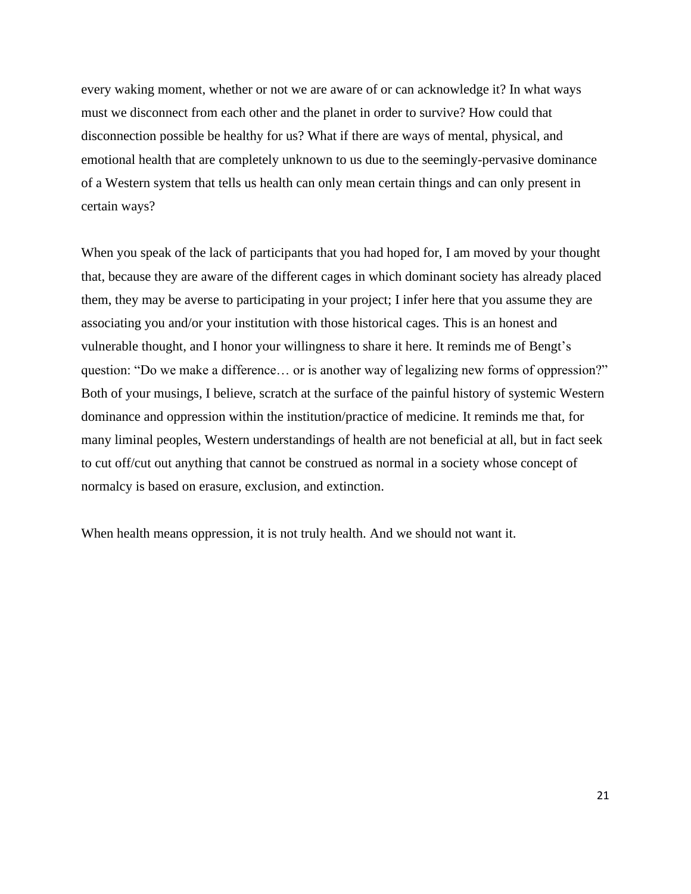every waking moment, whether or not we are aware of or can acknowledge it? In what ways must we disconnect from each other and the planet in order to survive? How could that disconnection possible be healthy for us? What if there are ways of mental, physical, and emotional health that are completely unknown to us due to the seemingly-pervasive dominance of a Western system that tells us health can only mean certain things and can only present in certain ways?

When you speak of the lack of participants that you had hoped for, I am moved by your thought that, because they are aware of the different cages in which dominant society has already placed them, they may be averse to participating in your project; I infer here that you assume they are associating you and/or your institution with those historical cages. This is an honest and vulnerable thought, and I honor your willingness to share it here. It reminds me of Bengt's question: "Do we make a difference… or is another way of legalizing new forms of oppression?" Both of your musings, I believe, scratch at the surface of the painful history of systemic Western dominance and oppression within the institution/practice of medicine. It reminds me that, for many liminal peoples, Western understandings of health are not beneficial at all, but in fact seek to cut off/cut out anything that cannot be construed as normal in a society whose concept of normalcy is based on erasure, exclusion, and extinction.

When health means oppression, it is not truly health. And we should not want it.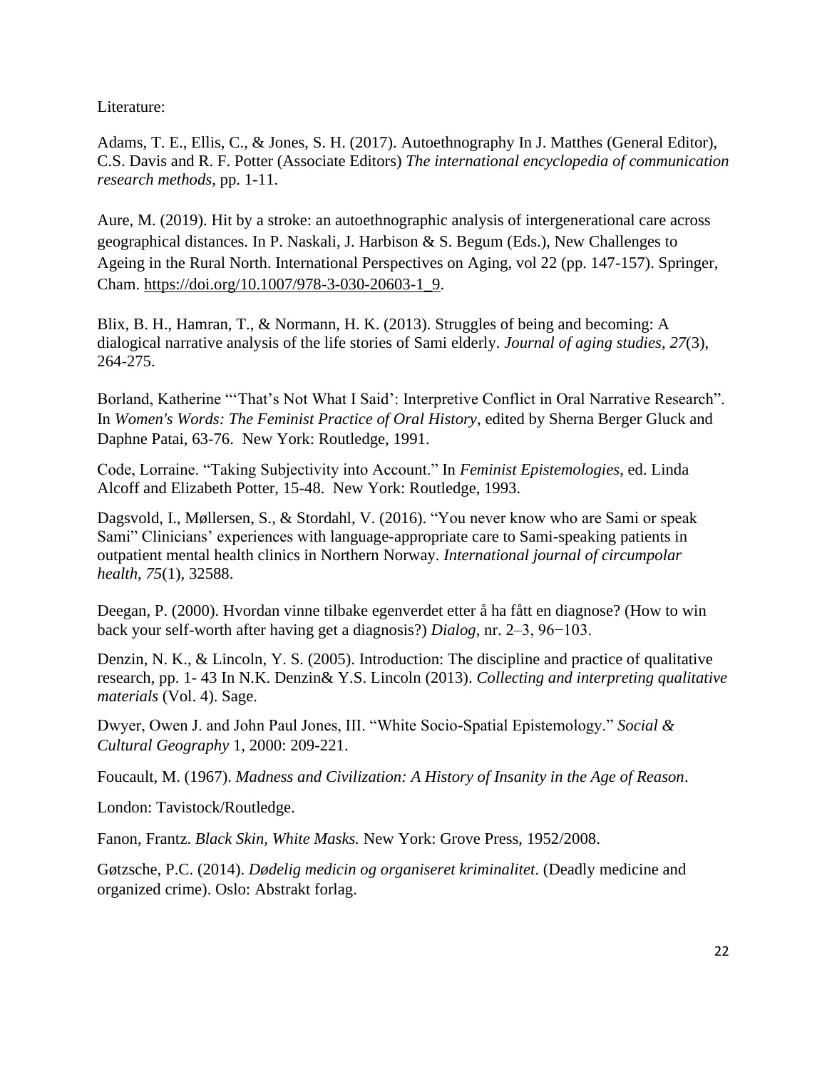Literature:

Adams, T. E., Ellis, C., & Jones, S. H. (2017). Autoethnography In J. Matthes (General Editor), C.S. Davis and R. F. Potter (Associate Editors) *The international encyclopedia of communication research methods*, pp. 1-11.

Aure, M. (2019). Hit by a stroke: an autoethnographic analysis of intergenerational care across geographical distances. In P. Naskali, J. Harbison & S. Begum (Eds.), New Challenges to Ageing in the Rural North. International Perspectives on Aging, vol 22 (pp. 147-157). Springer, Cham. https://doi.org/10.1007/978-3-030-20603-1_9.

Blix, B. H., Hamran, T., & Normann, H. K. (2013). Struggles of being and becoming: A dialogical narrative analysis of the life stories of Sami elderly. *Journal of aging studies*, *27*(3), 264-275.

Borland, Katherine "'That's Not What I Said': Interpretive Conflict in Oral Narrative Research". In *Women's Words: The Feminist Practice of Oral History*, edited by Sherna Berger Gluck and Daphne Patai, 63-76. New York: Routledge, 1991.

Code, Lorraine. "Taking Subjectivity into Account." In *Feminist Epistemologies*, ed. Linda Alcoff and Elizabeth Potter, 15-48. New York: Routledge, 1993.

Dagsvold, I., Møllersen, S., & Stordahl, V. (2016). "You never know who are Sami or speak Sami" Clinicians' experiences with language-appropriate care to Sami-speaking patients in outpatient mental health clinics in Northern Norway. *International journal of circumpolar health*, *75*(1), 32588.

Deegan, P. (2000). Hvordan vinne tilbake egenverdet etter å ha fått en diagnose? (How to win back your self-worth after having get a diagnosis?) *Dialog*, nr. 2–3, 96−103.

Denzin, N. K., & Lincoln, Y. S. (2005). Introduction: The discipline and practice of qualitative research, pp. 1- 43 In N.K. Denzin& Y.S. Lincoln (2013). *Collecting and interpreting qualitative materials* (Vol. 4). Sage.

Dwyer, Owen J. and John Paul Jones, III. "White Socio-Spatial Epistemology." *Social & Cultural Geography* 1, 2000: 209-221.

Foucault, M. (1967). *Madness and Civilization: A History of Insanity in the Age of Reason*.

London: Tavistock/Routledge.

Fanon, Frantz. *Black Skin, White Masks.* New York: Grove Press, 1952/2008.

Gøtzsche, P.C. (2014). *Dødelig medicin og organiseret kriminalitet*. (Deadly medicine and organized crime). Oslo: Abstrakt forlag.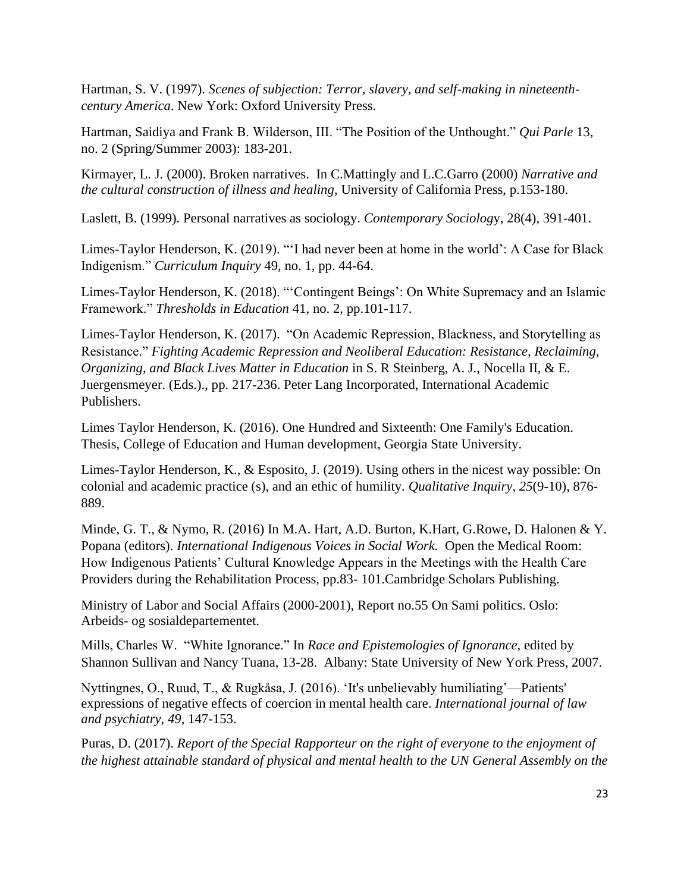Hartman, S. V. (1997). *Scenes of subjection: Terror, slavery, and self-making in nineteenth-century America*. New York: Oxford University Press.

Hartman, Saidiya and Frank B. Wilderson, III. "The Position of the Unthought." *Qui Parle* 13, no. 2 (Spring/Summer 2003): 183-201.

Kirmayer, L. J. (2000). Broken narratives. In C.Mattingly and L.C.Garro (2000) *Narrative and the cultural construction of illness and healing*, University of California Press, p.153-180.

Laslett, B. (1999). Personal narratives as sociology. *Contemporary Sociology*, 28(4), 391-401.

Limes-Taylor Henderson, K. (2019). "'I had never been at home in the world': A Case for Black Indigenism." *Curriculum Inquiry* 49, no. 1, pp. 44-64.

Limes-Taylor Henderson, K. (2018). "'Contingent Beings': On White Supremacy and an Islamic Framework." *Thresholds in Education* 41, no. 2, pp.101-117.

Limes-Taylor Henderson, K. (2017). "On Academic Repression, Blackness, and Storytelling as Resistance." *Fighting Academic Repression and Neoliberal Education: Resistance, Reclaiming, Organizing, and Black Lives Matter in Education* in S. R Steinberg, A. J., Nocella II, & E. Juergensmeyer. (Eds.)., pp. 217-236. Peter Lang Incorporated, International Academic Publishers.

Limes Taylor Henderson, K. (2016). One Hundred and Sixteenth: One Family's Education. Thesis, College of Education and Human development, Georgia State University.

Limes-Taylor Henderson, K., & Esposito, J. (2019). Using others in the nicest way possible: On colonial and academic practice (s), and an ethic of humility. *Qualitative Inquiry*, *25*(9-10), 876-889.

Minde, G. T., & Nymo, R. (2016) In M.A. Hart, A.D. Burton, K.Hart, G.Rowe, D. Halonen & Y. Popana (editors). *International Indigenous Voices in Social Work.* Open the Medical Room: How Indigenous Patients' Cultural Knowledge Appears in the Meetings with the Health Care Providers during the Rehabilitation Process, pp.83- 101.Cambridge Scholars Publishing.

Ministry of Labor and Social Affairs (2000-2001), Report no.55 On Sami politics. Oslo: Arbeids- og sosialdepartementet.

Mills, Charles W. "White Ignorance." In *Race and Epistemologies of Ignorance*, edited by Shannon Sullivan and Nancy Tuana, 13-28. Albany: State University of New York Press, 2007.

Nyttingnes, O., Ruud, T., & Rugkåsa, J. (2016). 'It's unbelievably humiliating'—Patients' expressions of negative effects of coercion in mental health care. *International journal of law and psychiatry*, *49*, 147-153.

Puras, D. (2017). *Report of the Special Rapporteur on the right of everyone to the enjoyment of the highest attainable standard of physical and mental health to the UN General Assembly on the*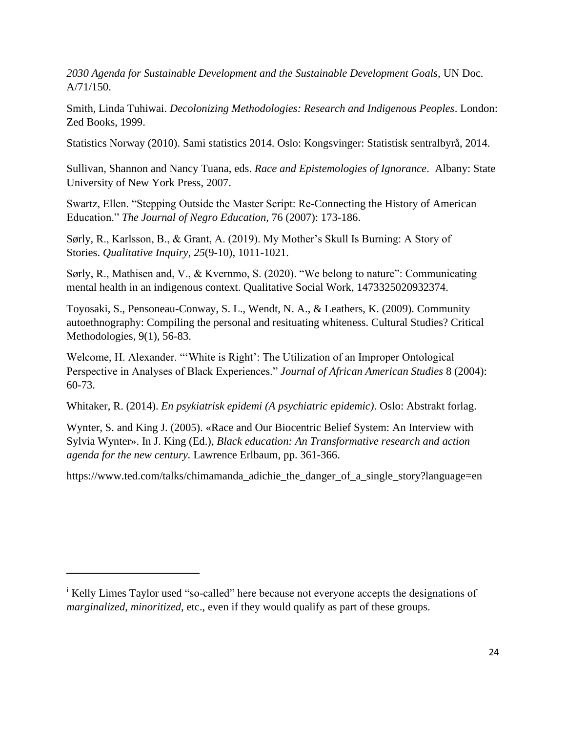*2030 Agenda for Sustainable Development and the Sustainable Development Goals*, UN Doc. A/71/150.

Smith, Linda Tuhiwai. *Decolonizing Methodologies: Research and Indigenous Peoples*. London: Zed Books, 1999.

Statistics Norway (2010). Sami statistics 2014. Oslo: Kongsvinger: Statistisk sentralbyrå, 2014.

Sullivan, Shannon and Nancy Tuana, eds. *Race and Epistemologies of Ignorance*. Albany: State University of New York Press, 2007.

Swartz, Ellen. "Stepping Outside the Master Script: Re-Connecting the History of American Education." *The Journal of Negro Education,* 76 (2007): 173-186.

Sørly, R., Karlsson, B., & Grant, A. (2019). My Mother's Skull Is Burning: A Story of Stories. *Qualitative Inquiry*, *25*(9-10), 1011-1021.

Sørly, R., Mathisen and, V., & Kvernmo, S. (2020). "We belong to nature": Communicating mental health in an indigenous context. Qualitative Social Work, 1473325020932374.

Toyosaki, S., Pensoneau-Conway, S. L., Wendt, N. A., & Leathers, K. (2009). Community autoethnography: Compiling the personal and resituating whiteness. Cultural Studies? Critical Methodologies, 9(1), 56-83.

Welcome, H. Alexander. "'White is Right': The Utilization of an Improper Ontological Perspective in Analyses of Black Experiences." *Journal of African American Studies* 8 (2004): 60-73.

Whitaker, R. (2014). *En psykiatrisk epidemi (A psychiatric epidemic)*. Oslo: Abstrakt forlag.

Wynter, S. and King J. (2005). «Race and Our Biocentric Belief System: An Interview with Sylvia Wynter». In J. King (Ed.), *Black education: An Transformative research and action agenda for the new century.* Lawrence Erlbaum, pp. 361-366.

https://www.ted.com/talks/chimamanda_adichie_the_danger_of_a_single_story?language=en

---

[i] Kelly Limes Taylor used "so-called" here because not everyone accepts the designations of *marginalized*, *minoritized*, etc., even if they would qualify as part of these groups.